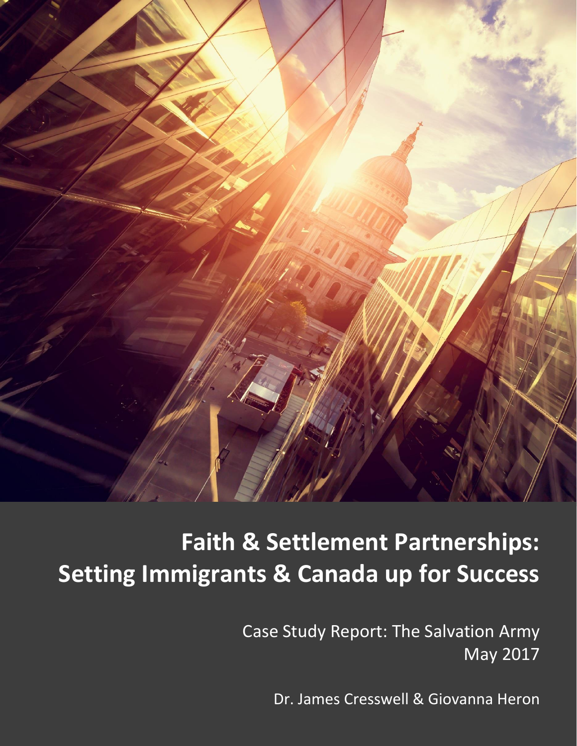# Faith & Settlement Partnerships: Setting Immigrants & Canada up for Success

Case Study Report: The Salvation Army
May 2017

Dr. James Cresswell & Giovanna Heron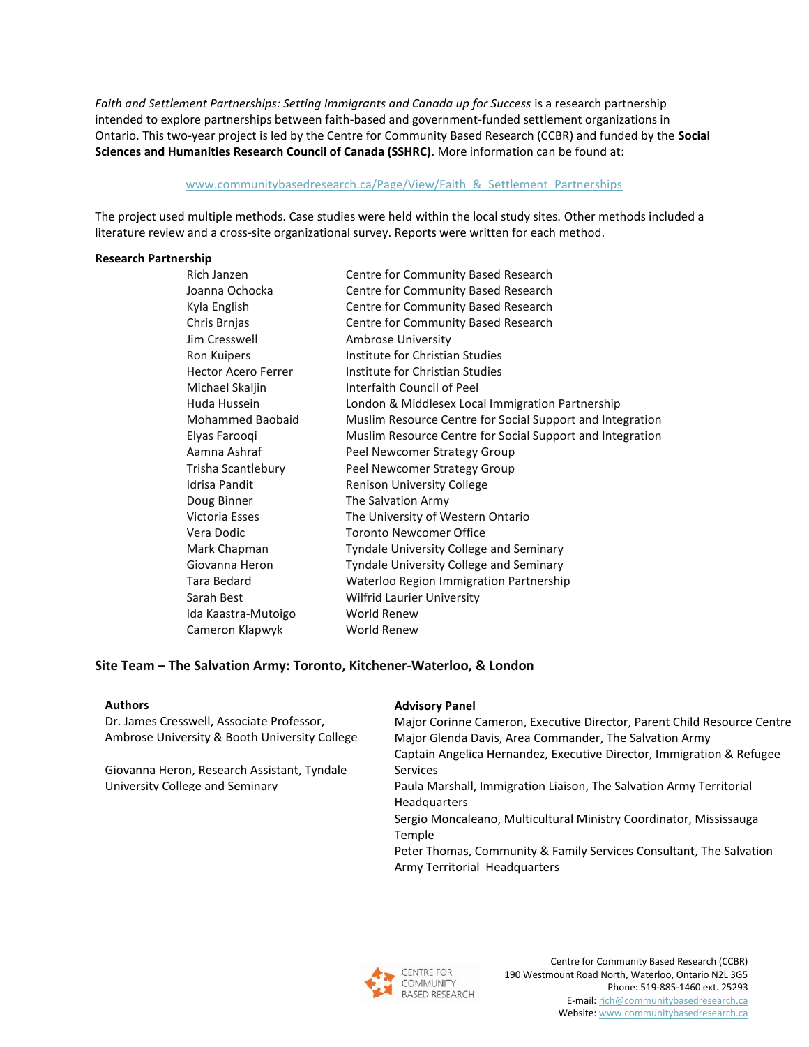*Faith and Settlement Partnerships: Setting Immigrants and Canada up for Success* is a research partnership intended to explore partnerships between faith-based and government-funded settlement organizations in Ontario. This two-year project is led by the Centre for Community Based Research (CCBR) and funded by the **Social Sciences and Humanities Research Council of Canada (SSHRC)**. More information can be found at:

www.communitybasedresearch.ca/Page/View/Faith_&_Settlement_Partnerships

The project used multiple methods. Case studies were held within the local study sites. Other methods included a literature review and a cross-site organizational survey. Reports were written for each method.

**Research Partnership**

| | |
|---|---|
| Rich Janzen | Centre for Community Based Research |
| Joanna Ochocka | Centre for Community Based Research |
| Kyla English | Centre for Community Based Research |
| Chris Brnjas | Centre for Community Based Research |
| Jim Cresswell | Ambrose University |
| Ron Kuipers | Institute for Christian Studies |
| Hector Acero Ferrer | Institute for Christian Studies |
| Michael Skaljin | Interfaith Council of Peel |
| Huda Hussein | London & Middlesex Local Immigration Partnership |
| Mohammed Baobaid | Muslim Resource Centre for Social Support and Integration |
| Elyas Farooqi | Muslim Resource Centre for Social Support and Integration |
| Aamna Ashraf | Peel Newcomer Strategy Group |
| Trisha Scantlebury | Peel Newcomer Strategy Group |
| Idrisa Pandit | Renison University College |
| Doug Binner | The Salvation Army |
| Victoria Esses | The University of Western Ontario |
| Vera Dodic | Toronto Newcomer Office |
| Mark Chapman | Tyndale University College and Seminary |
| Giovanna Heron | Tyndale University College and Seminary |
| Tara Bedard | Waterloo Region Immigration Partnership |
| Sarah Best | Wilfrid Laurier University |
| Ida Kaastra-Mutoigo | World Renew |
| Cameron Klapwyk | World Renew |

**Site Team – The Salvation Army: Toronto, Kitchener-Waterloo, & London**

**Authors**

Dr. James Cresswell, Associate Professor, Ambrose University & Booth University College

Giovanna Heron, Research Assistant, Tyndale University College and Seminary

**Advisory Panel**

Major Corinne Cameron, Executive Director, Parent Child Resource Centre
Major Glenda Davis, Area Commander, The Salvation Army
Captain Angelica Hernandez, Executive Director, Immigration & Refugee Services
Paula Marshall, Immigration Liaison, The Salvation Army Territorial Headquarters
Sergio Moncaleano, Multicultural Ministry Coordinator, Mississauga Temple
Peter Thomas, Community & Family Services Consultant, The Salvation Army Territorial Headquarters

CENTRE FOR COMMUNITY BASED RESEARCH

Centre for Community Based Research (CCBR)
190 Westmount Road North, Waterloo, Ontario N2L 3G5
Phone: 519-885-1460 ext. 25293
E-mail: rich@communitybasedresearch.ca
Website: www.communitybasedresearch.ca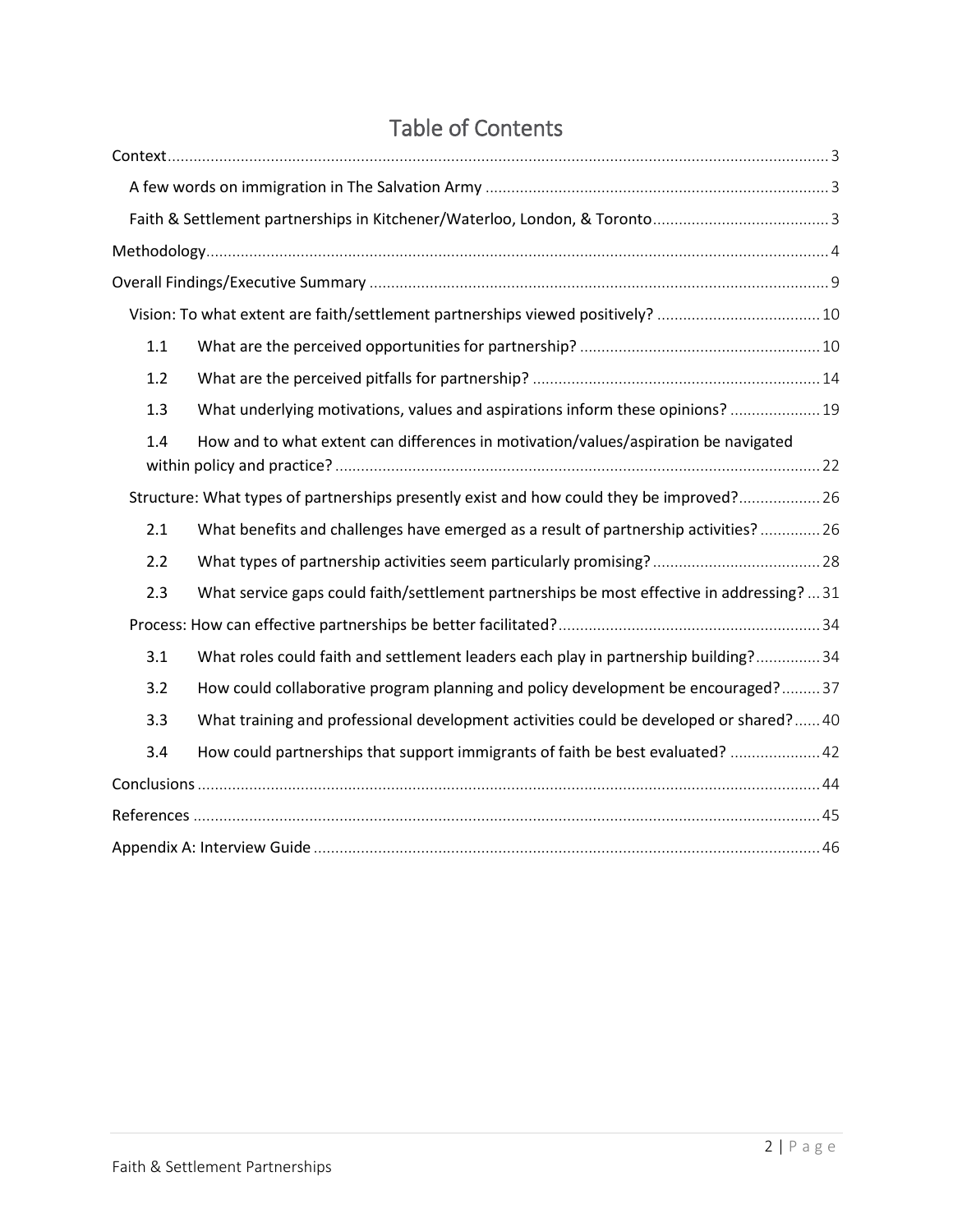# Table of Contents

- Context ... 3
  - A few words on immigration in The Salvation Army ... 3
  - Faith & Settlement partnerships in Kitchener/Waterloo, London, & Toronto ... 3
- Methodology ... 4
- Overall Findings/Executive Summary ... 9
  - Vision: To what extent are faith/settlement partnerships viewed positively? ... 10
    - 1.1 What are the perceived opportunities for partnership? ... 10
    - 1.2 What are the perceived pitfalls for partnership? ... 14
    - 1.3 What underlying motivations, values and aspirations inform these opinions? ... 19
    - 1.4 How and to what extent can differences in motivation/values/aspiration be navigated within policy and practice? ... 22
  - Structure: What types of partnerships presently exist and how could they be improved? ... 26
    - 2.1 What benefits and challenges have emerged as a result of partnership activities? ... 26
    - 2.2 What types of partnership activities seem particularly promising? ... 28
    - 2.3 What service gaps could faith/settlement partnerships be most effective in addressing? ... 31
  - Process: How can effective partnerships be better facilitated? ... 34
    - 3.1 What roles could faith and settlement leaders each play in partnership building? ... 34
    - 3.2 How could collaborative program planning and policy development be encouraged? ... 37
    - 3.3 What training and professional development activities could be developed or shared? ... 40
    - 3.4 How could partnerships that support immigrants of faith be best evaluated? ... 42
- Conclusions ... 44
- References ... 45
- Appendix A: Interview Guide ... 46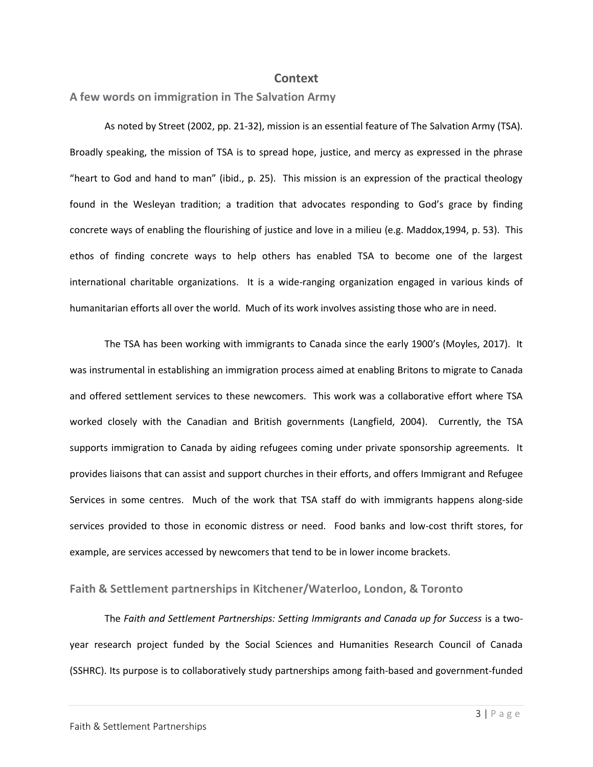# Context

## A few words on immigration in The Salvation Army

As noted by Street (2002, pp. 21-32), mission is an essential feature of The Salvation Army (TSA). Broadly speaking, the mission of TSA is to spread hope, justice, and mercy as expressed in the phrase "heart to God and hand to man" (ibid., p. 25). This mission is an expression of the practical theology found in the Wesleyan tradition; a tradition that advocates responding to God's grace by finding concrete ways of enabling the flourishing of justice and love in a milieu (e.g. Maddox,1994, p. 53). This ethos of finding concrete ways to help others has enabled TSA to become one of the largest international charitable organizations. It is a wide-ranging organization engaged in various kinds of humanitarian efforts all over the world. Much of its work involves assisting those who are in need.

The TSA has been working with immigrants to Canada since the early 1900's (Moyles, 2017). It was instrumental in establishing an immigration process aimed at enabling Britons to migrate to Canada and offered settlement services to these newcomers. This work was a collaborative effort where TSA worked closely with the Canadian and British governments (Langfield, 2004). Currently, the TSA supports immigration to Canada by aiding refugees coming under private sponsorship agreements. It provides liaisons that can assist and support churches in their efforts, and offers Immigrant and Refugee Services in some centres. Much of the work that TSA staff do with immigrants happens along-side services provided to those in economic distress or need. Food banks and low-cost thrift stores, for example, are services accessed by newcomers that tend to be in lower income brackets.

## Faith & Settlement partnerships in Kitchener/Waterloo, London, & Toronto

The *Faith and Settlement Partnerships: Setting Immigrants and Canada up for Success* is a two-year research project funded by the Social Sciences and Humanities Research Council of Canada (SSHRC). Its purpose is to collaboratively study partnerships among faith-based and government-funded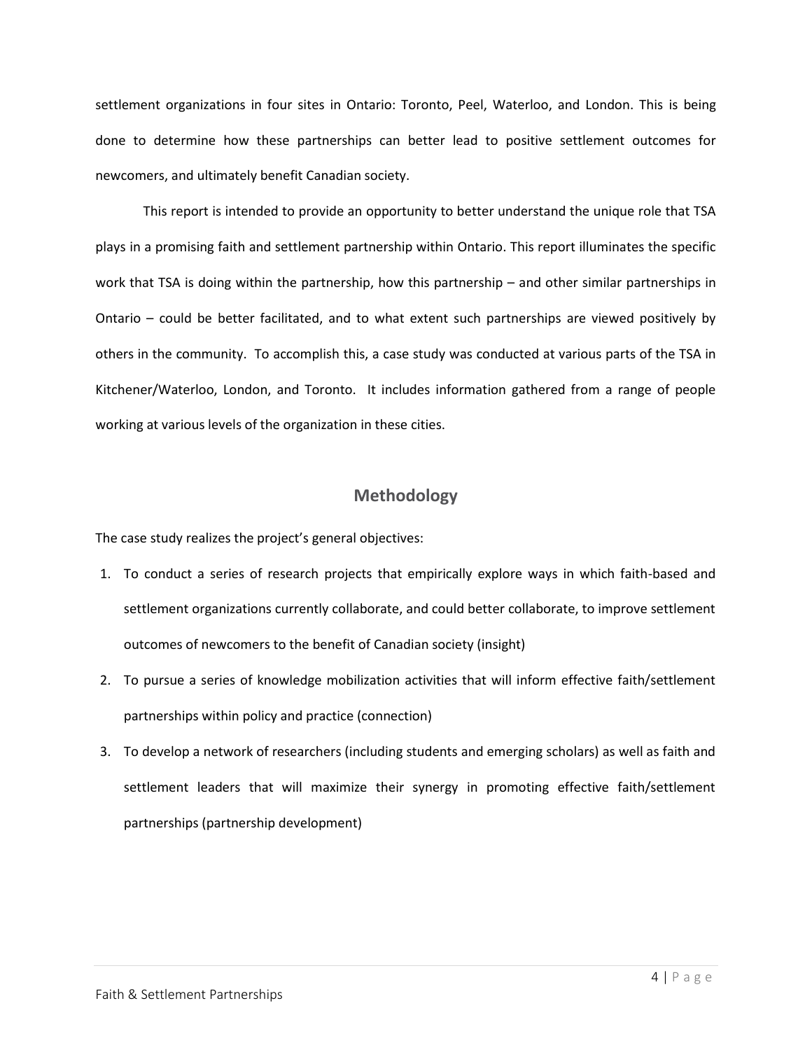settlement organizations in four sites in Ontario: Toronto, Peel, Waterloo, and London. This is being done to determine how these partnerships can better lead to positive settlement outcomes for newcomers, and ultimately benefit Canadian society.

This report is intended to provide an opportunity to better understand the unique role that TSA plays in a promising faith and settlement partnership within Ontario. This report illuminates the specific work that TSA is doing within the partnership, how this partnership – and other similar partnerships in Ontario – could be better facilitated, and to what extent such partnerships are viewed positively by others in the community. To accomplish this, a case study was conducted at various parts of the TSA in Kitchener/Waterloo, London, and Toronto. It includes information gathered from a range of people working at various levels of the organization in these cities.

## Methodology

The case study realizes the project's general objectives:

1. To conduct a series of research projects that empirically explore ways in which faith-based and settlement organizations currently collaborate, and could better collaborate, to improve settlement outcomes of newcomers to the benefit of Canadian society (insight)
2. To pursue a series of knowledge mobilization activities that will inform effective faith/settlement partnerships within policy and practice (connection)
3. To develop a network of researchers (including students and emerging scholars) as well as faith and settlement leaders that will maximize their synergy in promoting effective faith/settlement partnerships (partnership development)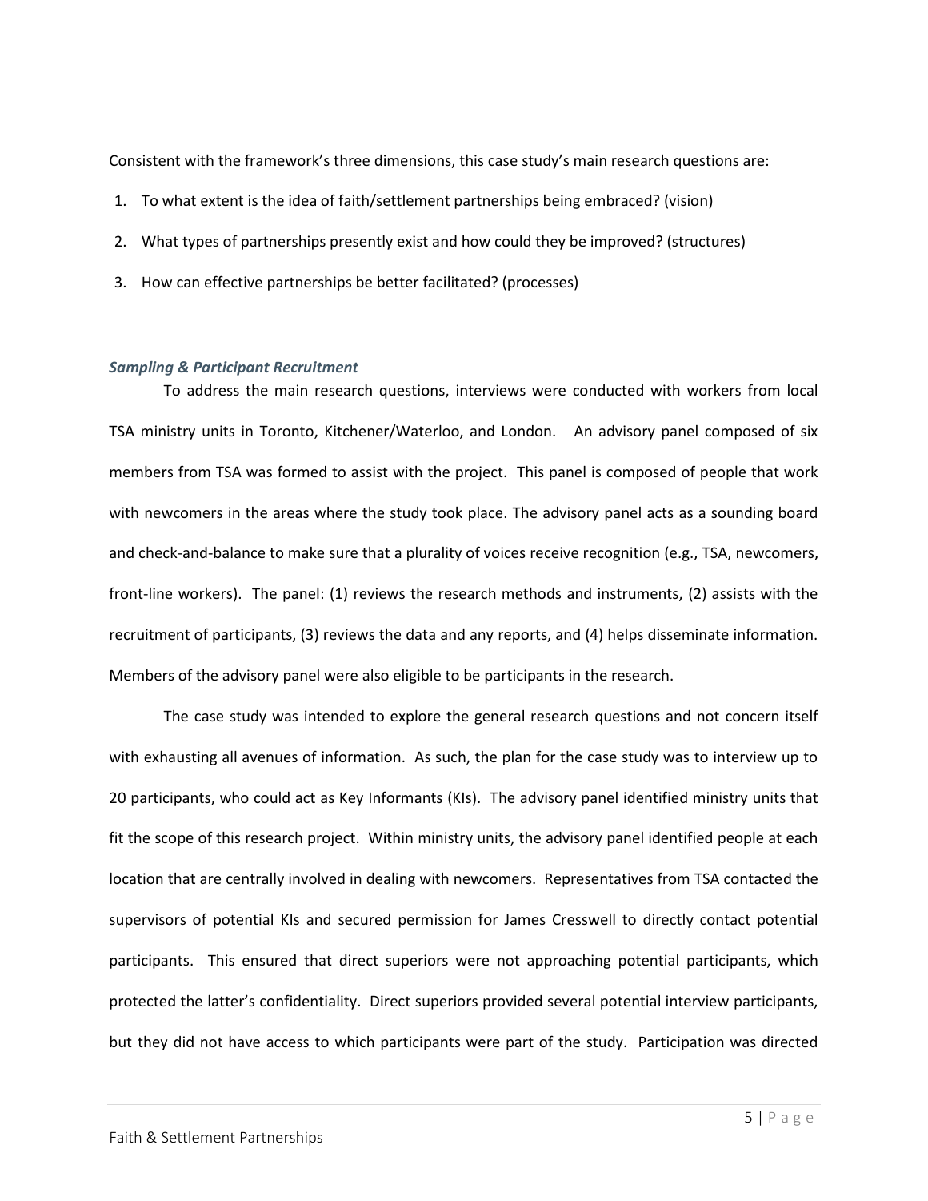Consistent with the framework's three dimensions, this case study's main research questions are:

1. To what extent is the idea of faith/settlement partnerships being embraced? (vision)
2. What types of partnerships presently exist and how could they be improved? (structures)
3. How can effective partnerships be better facilitated? (processes)

### *Sampling & Participant Recruitment*

To address the main research questions, interviews were conducted with workers from local TSA ministry units in Toronto, Kitchener/Waterloo, and London. An advisory panel composed of six members from TSA was formed to assist with the project. This panel is composed of people that work with newcomers in the areas where the study took place. The advisory panel acts as a sounding board and check-and-balance to make sure that a plurality of voices receive recognition (e.g., TSA, newcomers, front-line workers). The panel: (1) reviews the research methods and instruments, (2) assists with the recruitment of participants, (3) reviews the data and any reports, and (4) helps disseminate information. Members of the advisory panel were also eligible to be participants in the research.

The case study was intended to explore the general research questions and not concern itself with exhausting all avenues of information. As such, the plan for the case study was to interview up to 20 participants, who could act as Key Informants (KIs). The advisory panel identified ministry units that fit the scope of this research project. Within ministry units, the advisory panel identified people at each location that are centrally involved in dealing with newcomers. Representatives from TSA contacted the supervisors of potential KIs and secured permission for James Cresswell to directly contact potential participants. This ensured that direct superiors were not approaching potential participants, which protected the latter's confidentiality. Direct superiors provided several potential interview participants, but they did not have access to which participants were part of the study. Participation was directed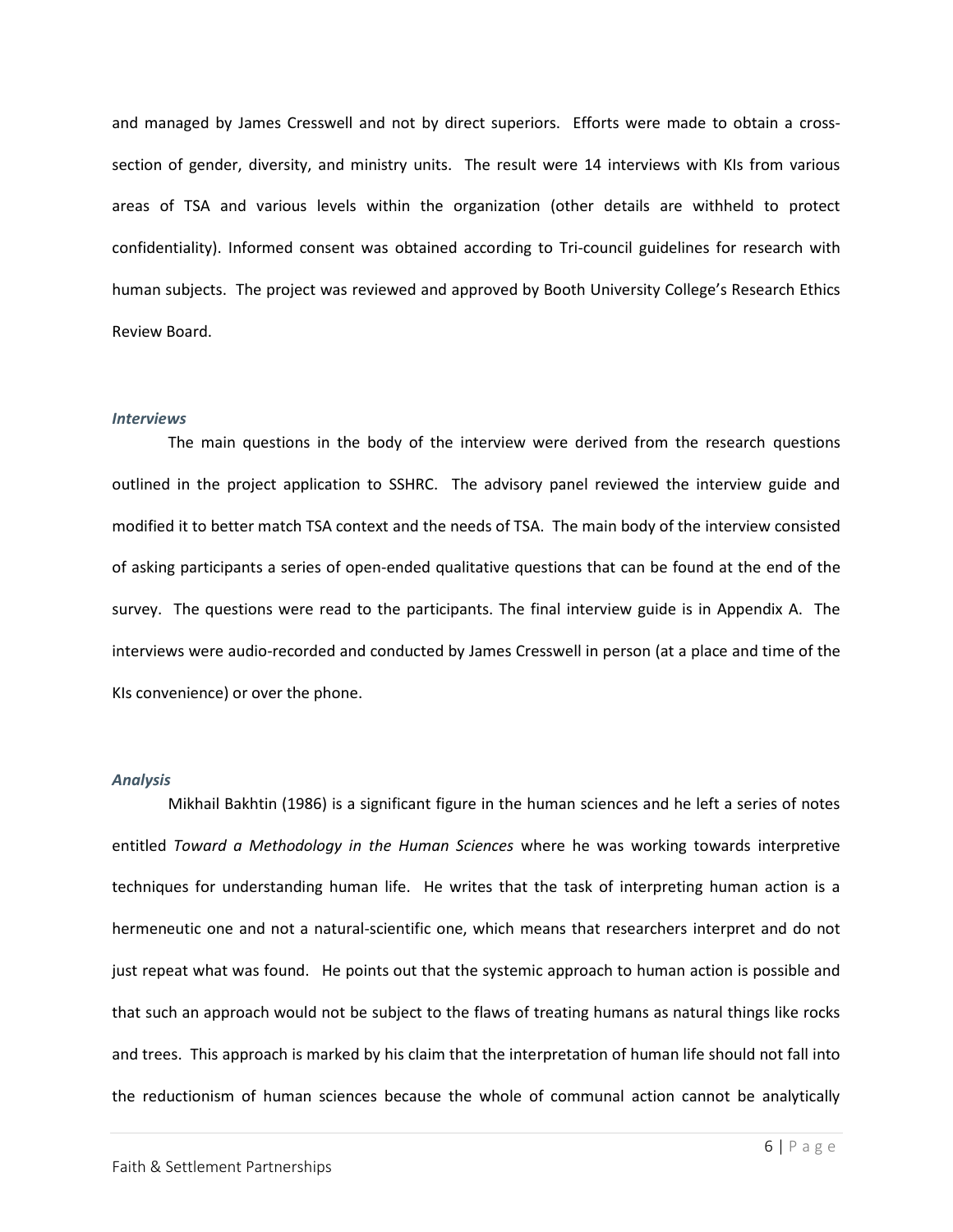and managed by James Cresswell and not by direct superiors. Efforts were made to obtain a cross-section of gender, diversity, and ministry units. The result were 14 interviews with KIs from various areas of TSA and various levels within the organization (other details are withheld to protect confidentiality). Informed consent was obtained according to Tri-council guidelines for research with human subjects. The project was reviewed and approved by Booth University College's Research Ethics Review Board.

### *Interviews*

The main questions in the body of the interview were derived from the research questions outlined in the project application to SSHRC. The advisory panel reviewed the interview guide and modified it to better match TSA context and the needs of TSA. The main body of the interview consisted of asking participants a series of open-ended qualitative questions that can be found at the end of the survey. The questions were read to the participants. The final interview guide is in Appendix A. The interviews were audio-recorded and conducted by James Cresswell in person (at a place and time of the KIs convenience) or over the phone.

### *Analysis*

Mikhail Bakhtin (1986) is a significant figure in the human sciences and he left a series of notes entitled *Toward a Methodology in the Human Sciences* where he was working towards interpretive techniques for understanding human life. He writes that the task of interpreting human action is a hermeneutic one and not a natural-scientific one, which means that researchers interpret and do not just repeat what was found. He points out that the systemic approach to human action is possible and that such an approach would not be subject to the flaws of treating humans as natural things like rocks and trees. This approach is marked by his claim that the interpretation of human life should not fall into the reductionism of human sciences because the whole of communal action cannot be analytically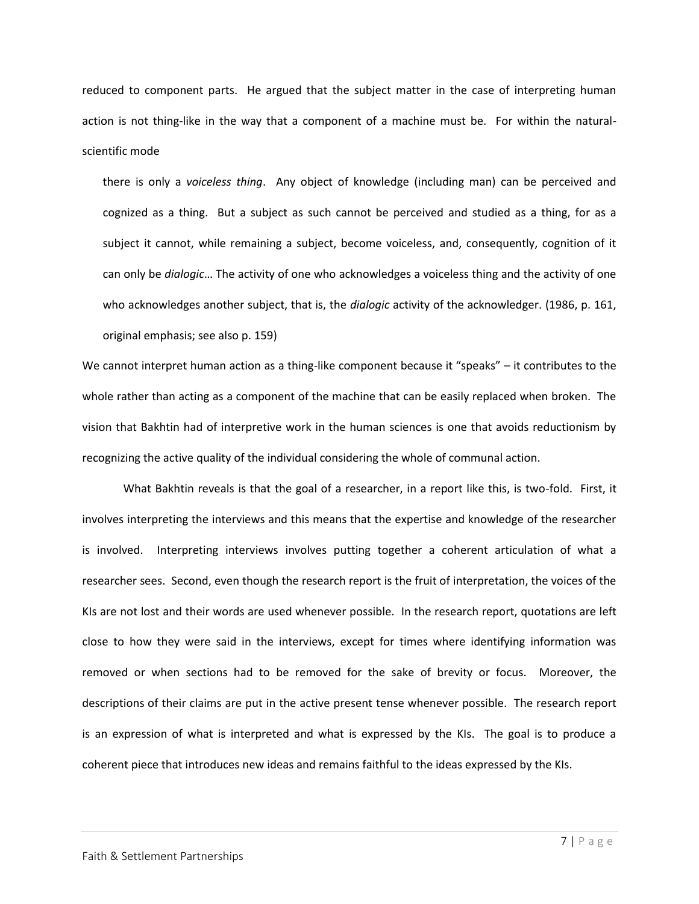reduced to component parts. He argued that the subject matter in the case of interpreting human action is not thing-like in the way that a component of a machine must be. For within the natural-scientific mode

> there is only a *voiceless thing*. Any object of knowledge (including man) can be perceived and cognized as a thing. But a subject as such cannot be perceived and studied as a thing, for as a subject it cannot, while remaining a subject, become voiceless, and, consequently, cognition of it can only be *dialogic*… The activity of one who acknowledges a voiceless thing and the activity of one who acknowledges another subject, that is, the *dialogic* activity of the acknowledger. (1986, p. 161, original emphasis; see also p. 159)

We cannot interpret human action as a thing-like component because it "speaks" – it contributes to the whole rather than acting as a component of the machine that can be easily replaced when broken. The vision that Bakhtin had of interpretive work in the human sciences is one that avoids reductionism by recognizing the active quality of the individual considering the whole of communal action.

What Bakhtin reveals is that the goal of a researcher, in a report like this, is two-fold. First, it involves interpreting the interviews and this means that the expertise and knowledge of the researcher is involved. Interpreting interviews involves putting together a coherent articulation of what a researcher sees. Second, even though the research report is the fruit of interpretation, the voices of the KIs are not lost and their words are used whenever possible. In the research report, quotations are left close to how they were said in the interviews, except for times where identifying information was removed or when sections had to be removed for the sake of brevity or focus. Moreover, the descriptions of their claims are put in the active present tense whenever possible. The research report is an expression of what is interpreted and what is expressed by the KIs. The goal is to produce a coherent piece that introduces new ideas and remains faithful to the ideas expressed by the KIs.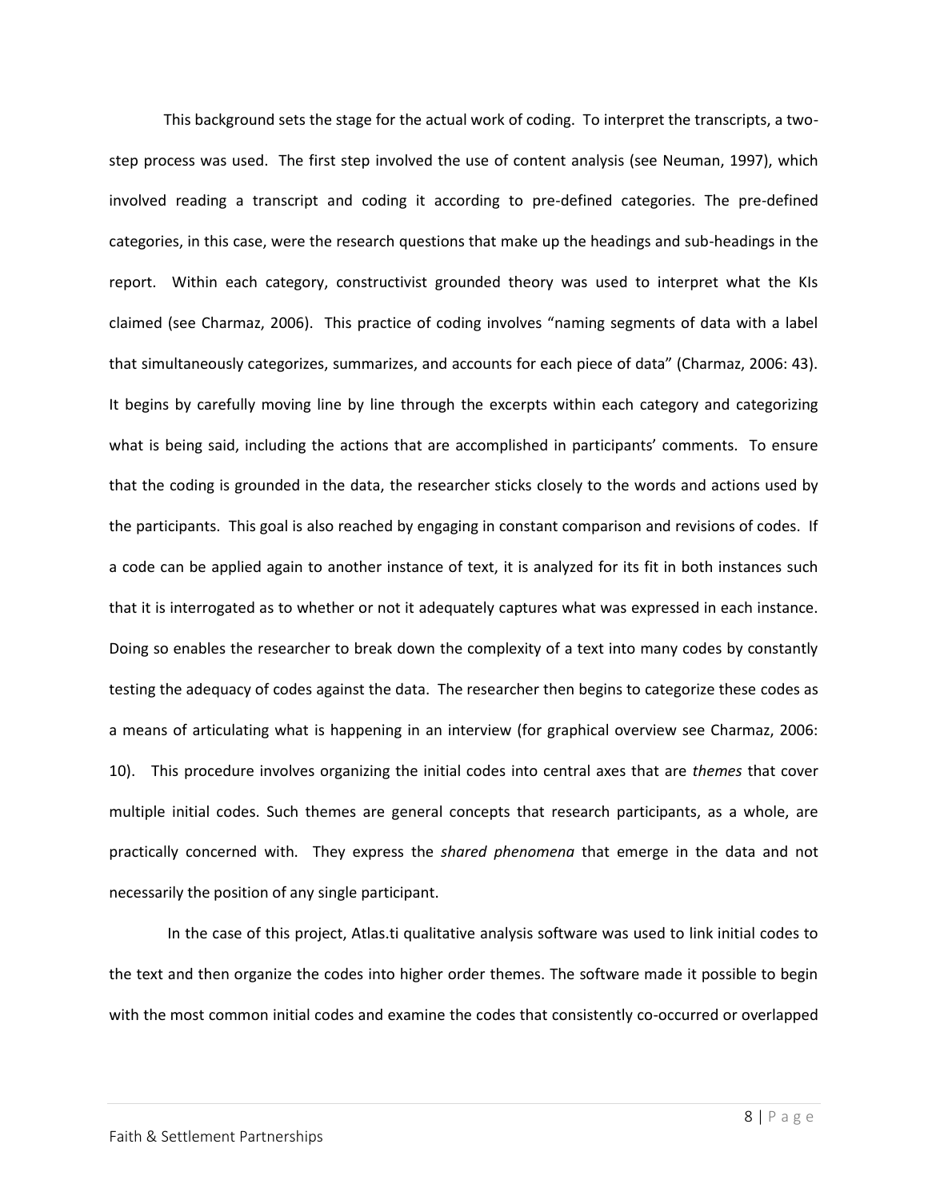This background sets the stage for the actual work of coding. To interpret the transcripts, a two-step process was used. The first step involved the use of content analysis (see Neuman, 1997), which involved reading a transcript and coding it according to pre-defined categories. The pre-defined categories, in this case, were the research questions that make up the headings and sub-headings in the report. Within each category, constructivist grounded theory was used to interpret what the KIs claimed (see Charmaz, 2006). This practice of coding involves "naming segments of data with a label that simultaneously categorizes, summarizes, and accounts for each piece of data" (Charmaz, 2006: 43). It begins by carefully moving line by line through the excerpts within each category and categorizing what is being said, including the actions that are accomplished in participants' comments. To ensure that the coding is grounded in the data, the researcher sticks closely to the words and actions used by the participants. This goal is also reached by engaging in constant comparison and revisions of codes. If a code can be applied again to another instance of text, it is analyzed for its fit in both instances such that it is interrogated as to whether or not it adequately captures what was expressed in each instance. Doing so enables the researcher to break down the complexity of a text into many codes by constantly testing the adequacy of codes against the data. The researcher then begins to categorize these codes as a means of articulating what is happening in an interview (for graphical overview see Charmaz, 2006: 10). This procedure involves organizing the initial codes into central axes that are *themes* that cover multiple initial codes. Such themes are general concepts that research participants, as a whole, are practically concerned with. They express the *shared phenomena* that emerge in the data and not necessarily the position of any single participant.

In the case of this project, Atlas.ti qualitative analysis software was used to link initial codes to the text and then organize the codes into higher order themes. The software made it possible to begin with the most common initial codes and examine the codes that consistently co-occurred or overlapped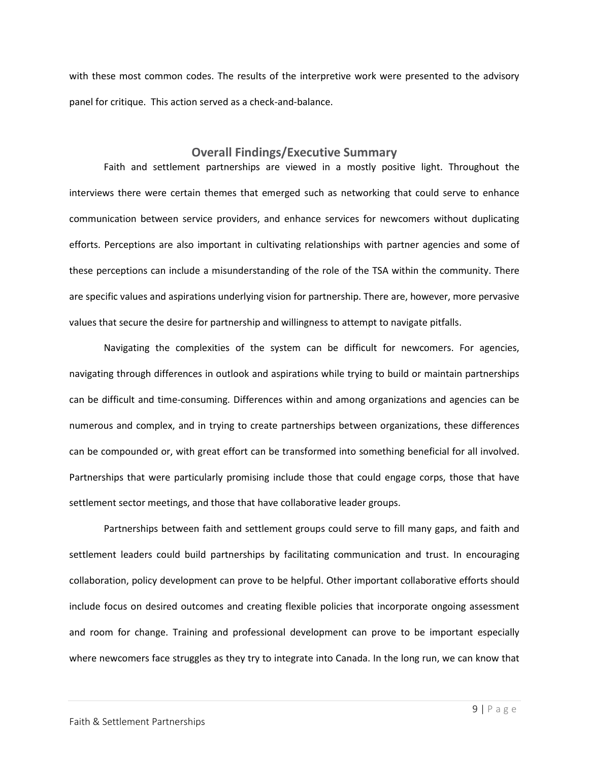with these most common codes. The results of the interpretive work were presented to the advisory panel for critique. This action served as a check-and-balance.

## Overall Findings/Executive Summary

Faith and settlement partnerships are viewed in a mostly positive light. Throughout the interviews there were certain themes that emerged such as networking that could serve to enhance communication between service providers, and enhance services for newcomers without duplicating efforts. Perceptions are also important in cultivating relationships with partner agencies and some of these perceptions can include a misunderstanding of the role of the TSA within the community. There are specific values and aspirations underlying vision for partnership. There are, however, more pervasive values that secure the desire for partnership and willingness to attempt to navigate pitfalls.

Navigating the complexities of the system can be difficult for newcomers. For agencies, navigating through differences in outlook and aspirations while trying to build or maintain partnerships can be difficult and time-consuming. Differences within and among organizations and agencies can be numerous and complex, and in trying to create partnerships between organizations, these differences can be compounded or, with great effort can be transformed into something beneficial for all involved. Partnerships that were particularly promising include those that could engage corps, those that have settlement sector meetings, and those that have collaborative leader groups.

Partnerships between faith and settlement groups could serve to fill many gaps, and faith and settlement leaders could build partnerships by facilitating communication and trust. In encouraging collaboration, policy development can prove to be helpful. Other important collaborative efforts should include focus on desired outcomes and creating flexible policies that incorporate ongoing assessment and room for change. Training and professional development can prove to be important especially where newcomers face struggles as they try to integrate into Canada. In the long run, we can know that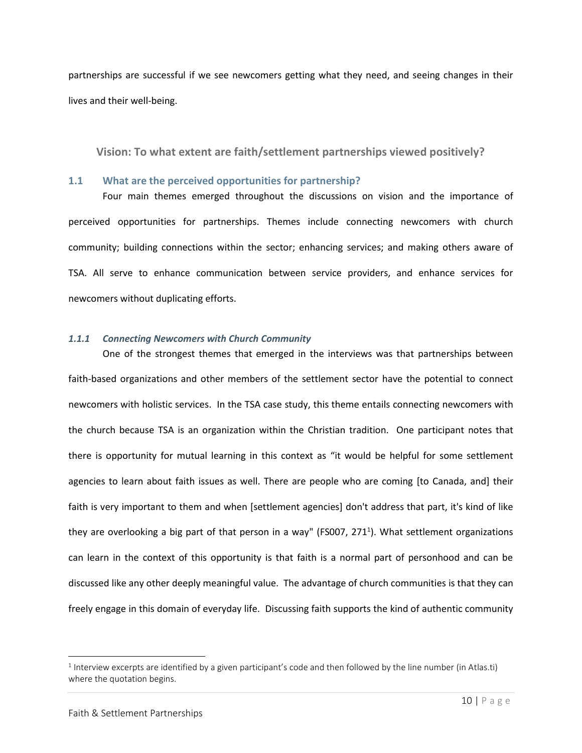partnerships are successful if we see newcomers getting what they need, and seeing changes in their lives and their well-being.

## Vision: To what extent are faith/settlement partnerships viewed positively?

### 1.1 What are the perceived opportunities for partnership?

Four main themes emerged throughout the discussions on vision and the importance of perceived opportunities for partnerships. Themes include connecting newcomers with church community; building connections within the sector; enhancing services; and making others aware of TSA. All serve to enhance communication between service providers, and enhance services for newcomers without duplicating efforts.

#### *1.1.1 Connecting Newcomers with Church Community*

One of the strongest themes that emerged in the interviews was that partnerships between faith-based organizations and other members of the settlement sector have the potential to connect newcomers with holistic services. In the TSA case study, this theme entails connecting newcomers with the church because TSA is an organization within the Christian tradition. One participant notes that there is opportunity for mutual learning in this context as "it would be helpful for some settlement agencies to learn about faith issues as well. There are people who are coming [to Canada, and] their faith is very important to them and when [settlement agencies] don't address that part, it's kind of like they are overlooking a big part of that person in a way" (FS007, 271[1]). What settlement organizations can learn in the context of this opportunity is that faith is a normal part of personhood and can be discussed like any other deeply meaningful value. The advantage of church communities is that they can freely engage in this domain of everyday life. Discussing faith supports the kind of authentic community

[1] Interview excerpts are identified by a given participant's code and then followed by the line number (in Atlas.ti) where the quotation begins.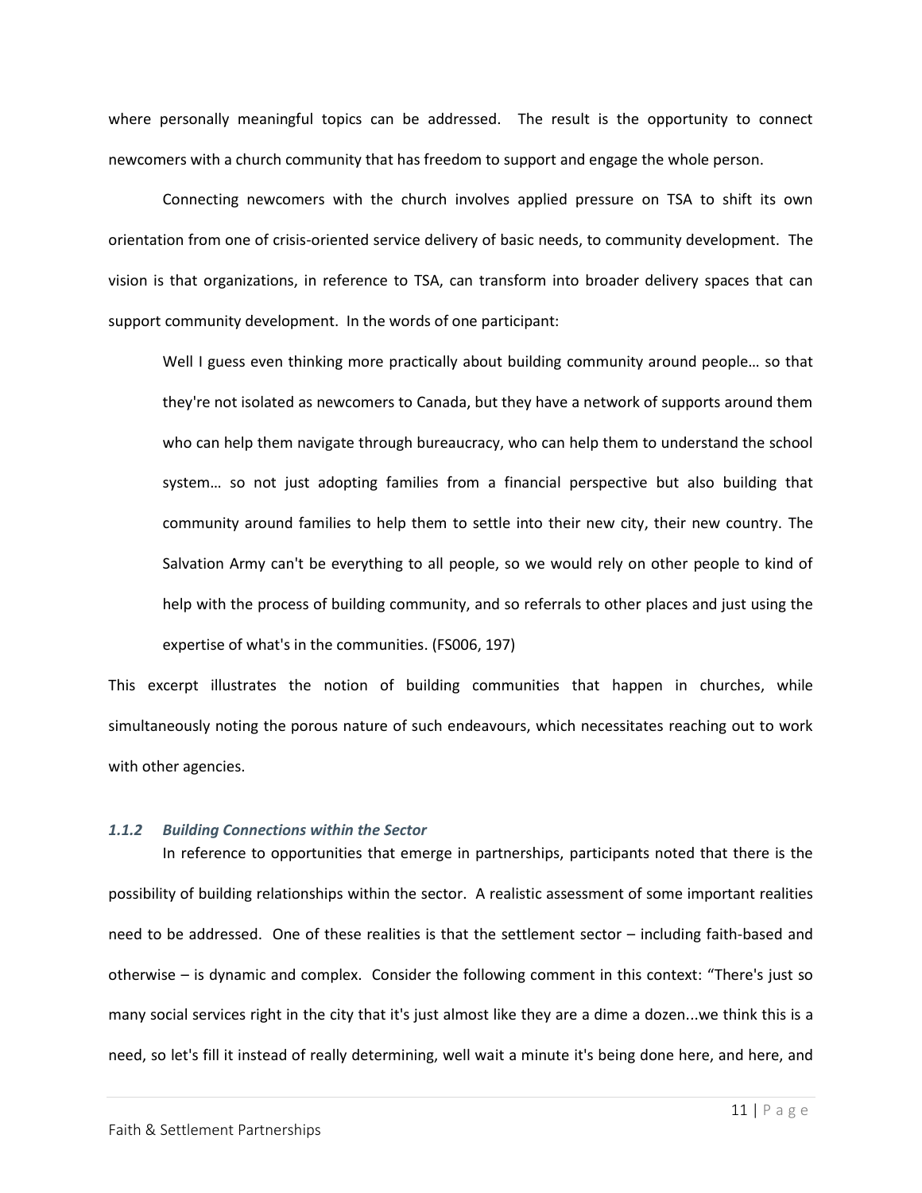where personally meaningful topics can be addressed. The result is the opportunity to connect newcomers with a church community that has freedom to support and engage the whole person.

Connecting newcomers with the church involves applied pressure on TSA to shift its own orientation from one of crisis-oriented service delivery of basic needs, to community development. The vision is that organizations, in reference to TSA, can transform into broader delivery spaces that can support community development. In the words of one participant:

> Well I guess even thinking more practically about building community around people… so that they're not isolated as newcomers to Canada, but they have a network of supports around them who can help them navigate through bureaucracy, who can help them to understand the school system… so not just adopting families from a financial perspective but also building that community around families to help them to settle into their new city, their new country. The Salvation Army can't be everything to all people, so we would rely on other people to kind of help with the process of building community, and so referrals to other places and just using the expertise of what's in the communities. (FS006, 197)

This excerpt illustrates the notion of building communities that happen in churches, while simultaneously noting the porous nature of such endeavours, which necessitates reaching out to work with other agencies.

### *1.1.2 Building Connections within the Sector*

In reference to opportunities that emerge in partnerships, participants noted that there is the possibility of building relationships within the sector. A realistic assessment of some important realities need to be addressed. One of these realities is that the settlement sector – including faith-based and otherwise – is dynamic and complex. Consider the following comment in this context: "There's just so many social services right in the city that it's just almost like they are a dime a dozen...we think this is a need, so let's fill it instead of really determining, well wait a minute it's being done here, and here, and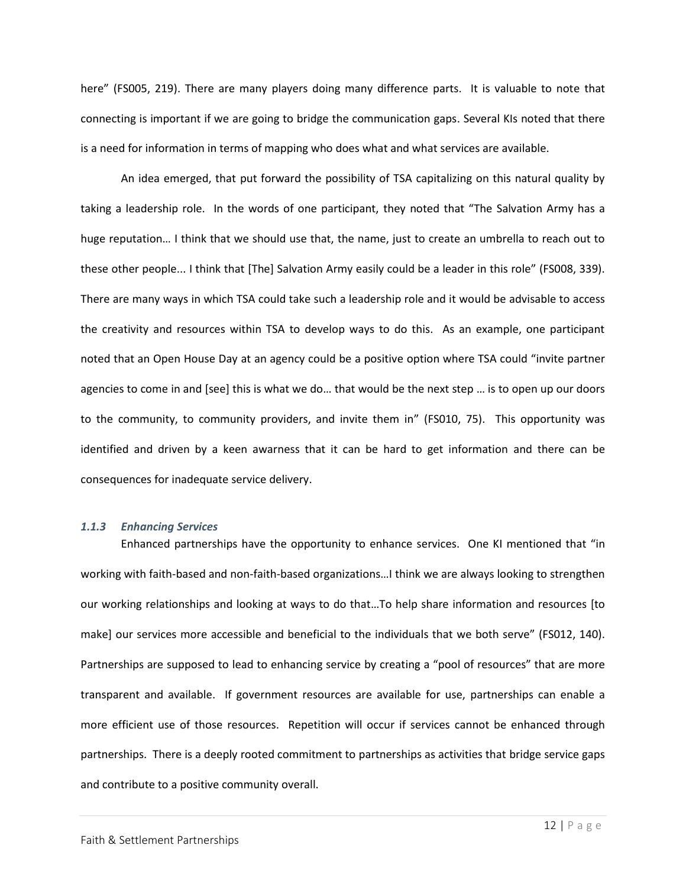here" (FS005, 219). There are many players doing many difference parts. It is valuable to note that connecting is important if we are going to bridge the communication gaps. Several KIs noted that there is a need for information in terms of mapping who does what and what services are available.

An idea emerged, that put forward the possibility of TSA capitalizing on this natural quality by taking a leadership role. In the words of one participant, they noted that "The Salvation Army has a huge reputation… I think that we should use that, the name, just to create an umbrella to reach out to these other people... I think that [The] Salvation Army easily could be a leader in this role" (FS008, 339). There are many ways in which TSA could take such a leadership role and it would be advisable to access the creativity and resources within TSA to develop ways to do this. As an example, one participant noted that an Open House Day at an agency could be a positive option where TSA could "invite partner agencies to come in and [see] this is what we do… that would be the next step … is to open up our doors to the community, to community providers, and invite them in" (FS010, 75). This opportunity was identified and driven by a keen awarness that it can be hard to get information and there can be consequences for inadequate service delivery.

### *1.1.3 Enhancing Services*

Enhanced partnerships have the opportunity to enhance services. One KI mentioned that "in working with faith-based and non-faith-based organizations…I think we are always looking to strengthen our working relationships and looking at ways to do that…To help share information and resources [to make] our services more accessible and beneficial to the individuals that we both serve" (FS012, 140). Partnerships are supposed to lead to enhancing service by creating a "pool of resources" that are more transparent and available. If government resources are available for use, partnerships can enable a more efficient use of those resources. Repetition will occur if services cannot be enhanced through partnerships. There is a deeply rooted commitment to partnerships as activities that bridge service gaps and contribute to a positive community overall.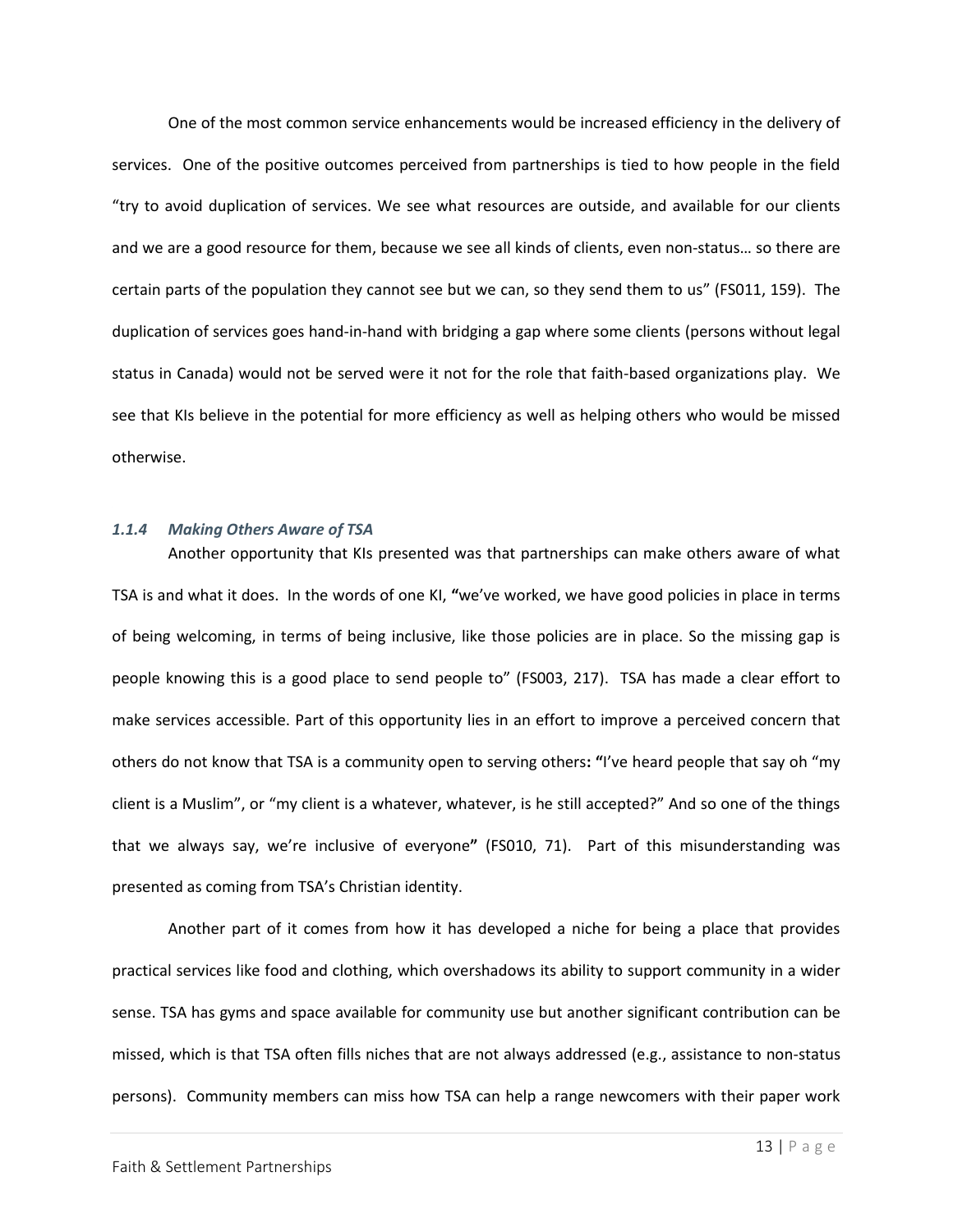One of the most common service enhancements would be increased efficiency in the delivery of services. One of the positive outcomes perceived from partnerships is tied to how people in the field "try to avoid duplication of services. We see what resources are outside, and available for our clients and we are a good resource for them, because we see all kinds of clients, even non-status… so there are certain parts of the population they cannot see but we can, so they send them to us" (FS011, 159). The duplication of services goes hand-in-hand with bridging a gap where some clients (persons without legal status in Canada) would not be served were it not for the role that faith-based organizations play. We see that KIs believe in the potential for more efficiency as well as helping others who would be missed otherwise.

### *1.1.4 Making Others Aware of TSA*

Another opportunity that KIs presented was that partnerships can make others aware of what TSA is and what it does. In the words of one KI, **"**we've worked, we have good policies in place in terms of being welcoming, in terms of being inclusive, like those policies are in place. So the missing gap is people knowing this is a good place to send people to" (FS003, 217). TSA has made a clear effort to make services accessible. Part of this opportunity lies in an effort to improve a perceived concern that others do not know that TSA is a community open to serving others**: "**I've heard people that say oh "my client is a Muslim", or "my client is a whatever, whatever, is he still accepted?" And so one of the things that we always say, we're inclusive of everyone**"** (FS010, 71). Part of this misunderstanding was presented as coming from TSA's Christian identity.

Another part of it comes from how it has developed a niche for being a place that provides practical services like food and clothing, which overshadows its ability to support community in a wider sense. TSA has gyms and space available for community use but another significant contribution can be missed, which is that TSA often fills niches that are not always addressed (e.g., assistance to non-status persons). Community members can miss how TSA can help a range newcomers with their paper work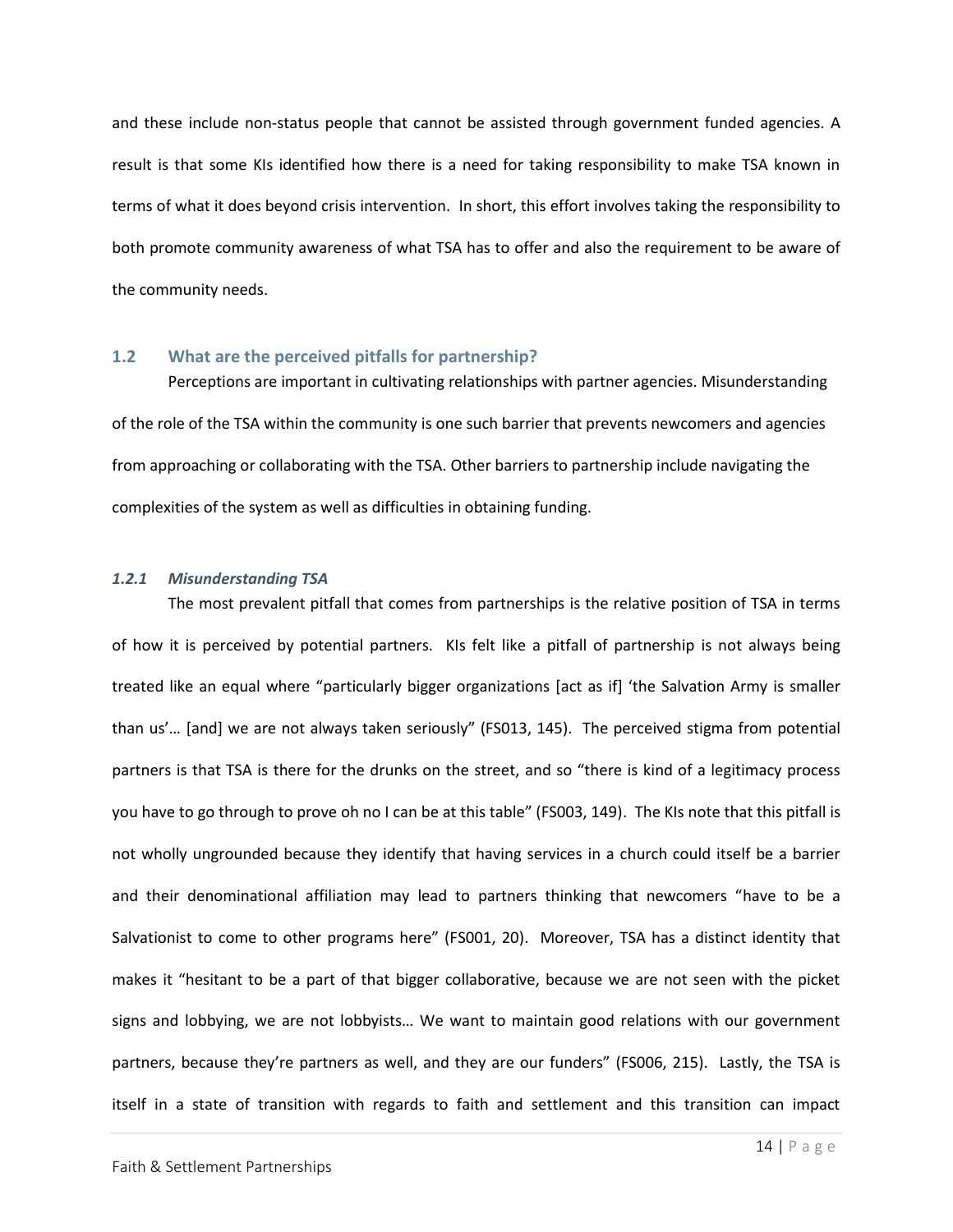and these include non-status people that cannot be assisted through government funded agencies. A result is that some KIs identified how there is a need for taking responsibility to make TSA known in terms of what it does beyond crisis intervention. In short, this effort involves taking the responsibility to both promote community awareness of what TSA has to offer and also the requirement to be aware of the community needs.

## 1.2 What are the perceived pitfalls for partnership?

Perceptions are important in cultivating relationships with partner agencies. Misunderstanding of the role of the TSA within the community is one such barrier that prevents newcomers and agencies from approaching or collaborating with the TSA. Other barriers to partnership include navigating the complexities of the system as well as difficulties in obtaining funding.

### *1.2.1 Misunderstanding TSA*

The most prevalent pitfall that comes from partnerships is the relative position of TSA in terms of how it is perceived by potential partners. KIs felt like a pitfall of partnership is not always being treated like an equal where "particularly bigger organizations [act as if] 'the Salvation Army is smaller than us'… [and] we are not always taken seriously" (FS013, 145). The perceived stigma from potential partners is that TSA is there for the drunks on the street, and so "there is kind of a legitimacy process you have to go through to prove oh no I can be at this table" (FS003, 149). The KIs note that this pitfall is not wholly ungrounded because they identify that having services in a church could itself be a barrier and their denominational affiliation may lead to partners thinking that newcomers "have to be a Salvationist to come to other programs here" (FS001, 20). Moreover, TSA has a distinct identity that makes it "hesitant to be a part of that bigger collaborative, because we are not seen with the picket signs and lobbying, we are not lobbyists… We want to maintain good relations with our government partners, because they're partners as well, and they are our funders" (FS006, 215). Lastly, the TSA is itself in a state of transition with regards to faith and settlement and this transition can impact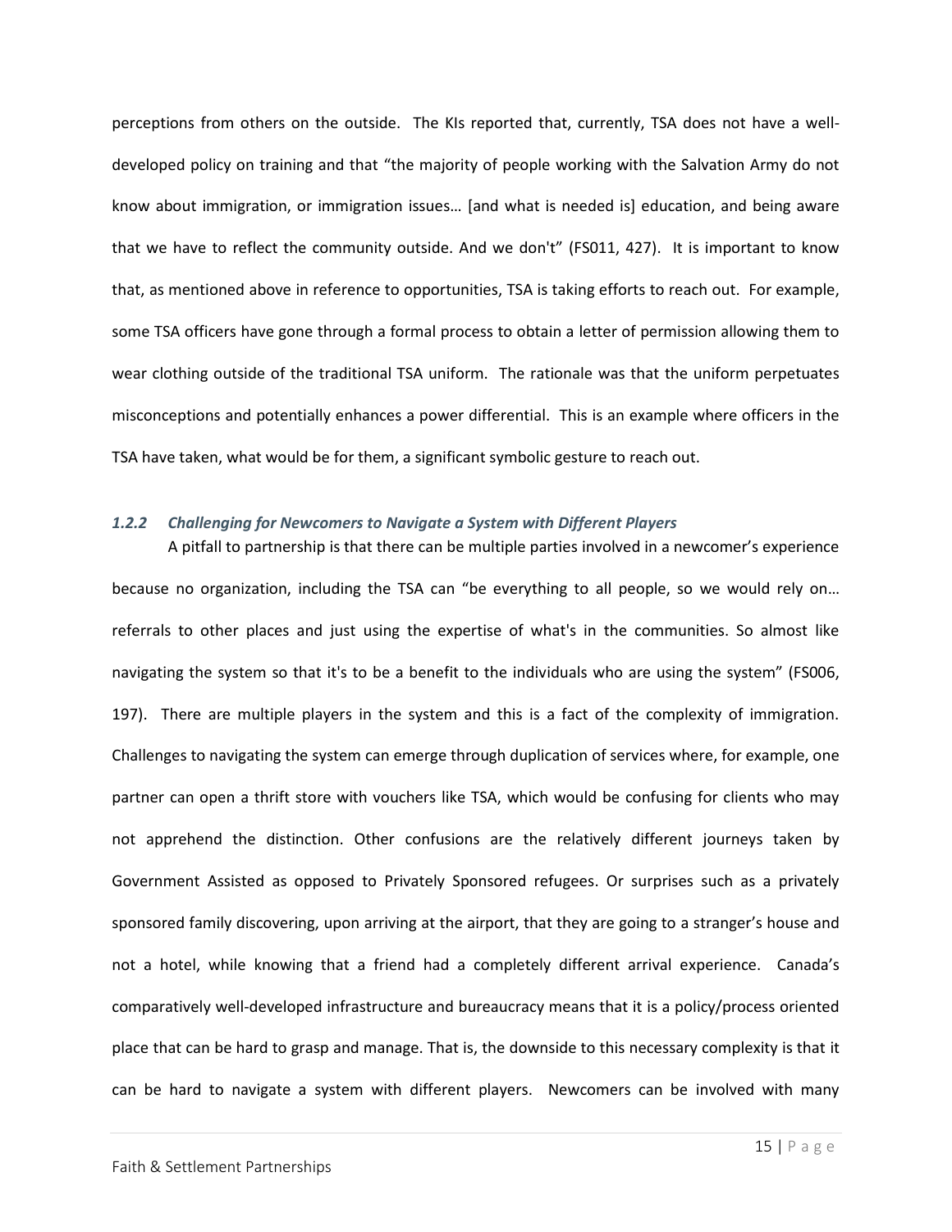perceptions from others on the outside. The KIs reported that, currently, TSA does not have a well-developed policy on training and that "the majority of people working with the Salvation Army do not know about immigration, or immigration issues… [and what is needed is] education, and being aware that we have to reflect the community outside. And we don't" (FS011, 427). It is important to know that, as mentioned above in reference to opportunities, TSA is taking efforts to reach out. For example, some TSA officers have gone through a formal process to obtain a letter of permission allowing them to wear clothing outside of the traditional TSA uniform. The rationale was that the uniform perpetuates misconceptions and potentially enhances a power differential. This is an example where officers in the TSA have taken, what would be for them, a significant symbolic gesture to reach out.

### *1.2.2 Challenging for Newcomers to Navigate a System with Different Players*

A pitfall to partnership is that there can be multiple parties involved in a newcomer's experience because no organization, including the TSA can "be everything to all people, so we would rely on… referrals to other places and just using the expertise of what's in the communities. So almost like navigating the system so that it's to be a benefit to the individuals who are using the system" (FS006, 197). There are multiple players in the system and this is a fact of the complexity of immigration. Challenges to navigating the system can emerge through duplication of services where, for example, one partner can open a thrift store with vouchers like TSA, which would be confusing for clients who may not apprehend the distinction. Other confusions are the relatively different journeys taken by Government Assisted as opposed to Privately Sponsored refugees. Or surprises such as a privately sponsored family discovering, upon arriving at the airport, that they are going to a stranger's house and not a hotel, while knowing that a friend had a completely different arrival experience. Canada's comparatively well-developed infrastructure and bureaucracy means that it is a policy/process oriented place that can be hard to grasp and manage. That is, the downside to this necessary complexity is that it can be hard to navigate a system with different players. Newcomers can be involved with many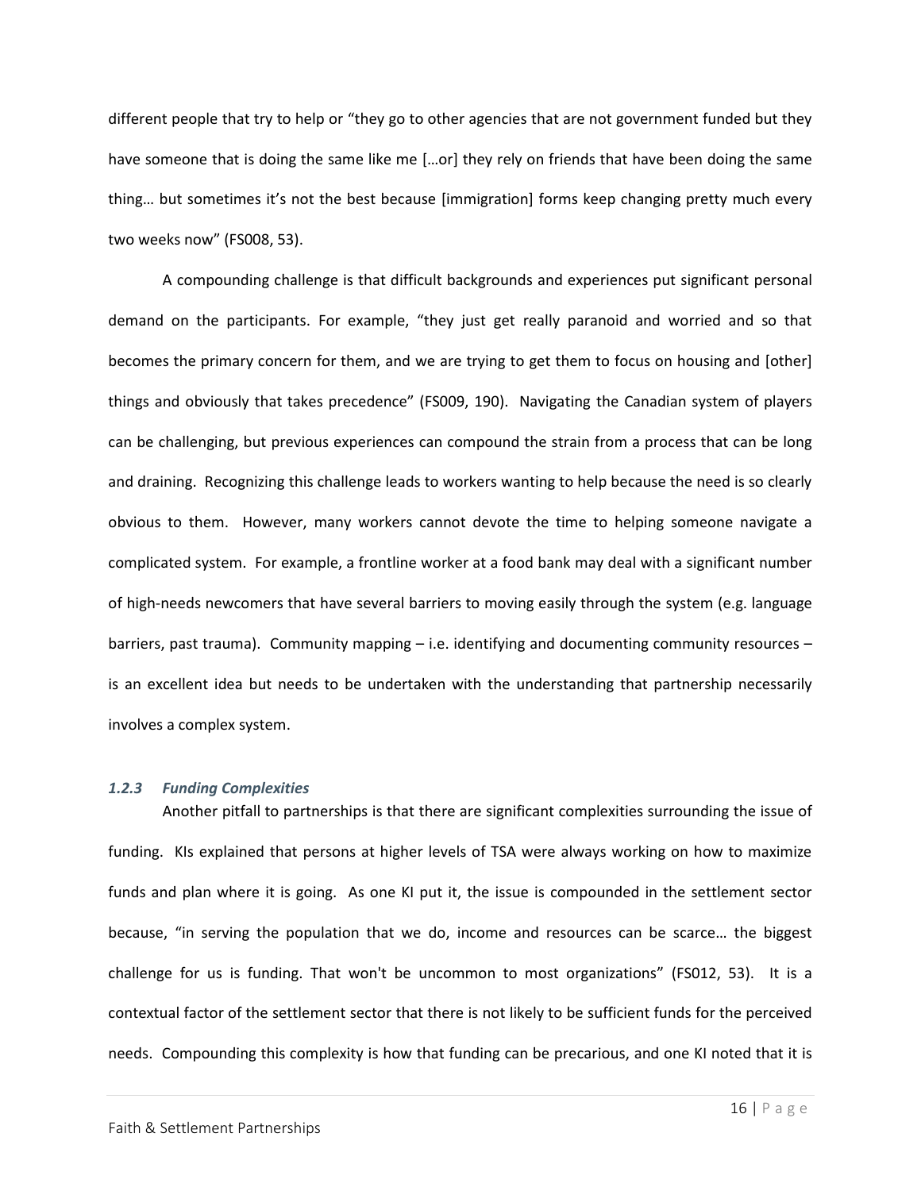different people that try to help or "they go to other agencies that are not government funded but they have someone that is doing the same like me […or] they rely on friends that have been doing the same thing… but sometimes it's not the best because [immigration] forms keep changing pretty much every two weeks now" (FS008, 53).

A compounding challenge is that difficult backgrounds and experiences put significant personal demand on the participants. For example, "they just get really paranoid and worried and so that becomes the primary concern for them, and we are trying to get them to focus on housing and [other] things and obviously that takes precedence" (FS009, 190). Navigating the Canadian system of players can be challenging, but previous experiences can compound the strain from a process that can be long and draining. Recognizing this challenge leads to workers wanting to help because the need is so clearly obvious to them. However, many workers cannot devote the time to helping someone navigate a complicated system. For example, a frontline worker at a food bank may deal with a significant number of high-needs newcomers that have several barriers to moving easily through the system (e.g. language barriers, past trauma). Community mapping – i.e. identifying and documenting community resources – is an excellent idea but needs to be undertaken with the understanding that partnership necessarily involves a complex system.

### *1.2.3 Funding Complexities*

Another pitfall to partnerships is that there are significant complexities surrounding the issue of funding. KIs explained that persons at higher levels of TSA were always working on how to maximize funds and plan where it is going. As one KI put it, the issue is compounded in the settlement sector because, "in serving the population that we do, income and resources can be scarce… the biggest challenge for us is funding. That won't be uncommon to most organizations" (FS012, 53). It is a contextual factor of the settlement sector that there is not likely to be sufficient funds for the perceived needs. Compounding this complexity is how that funding can be precarious, and one KI noted that it is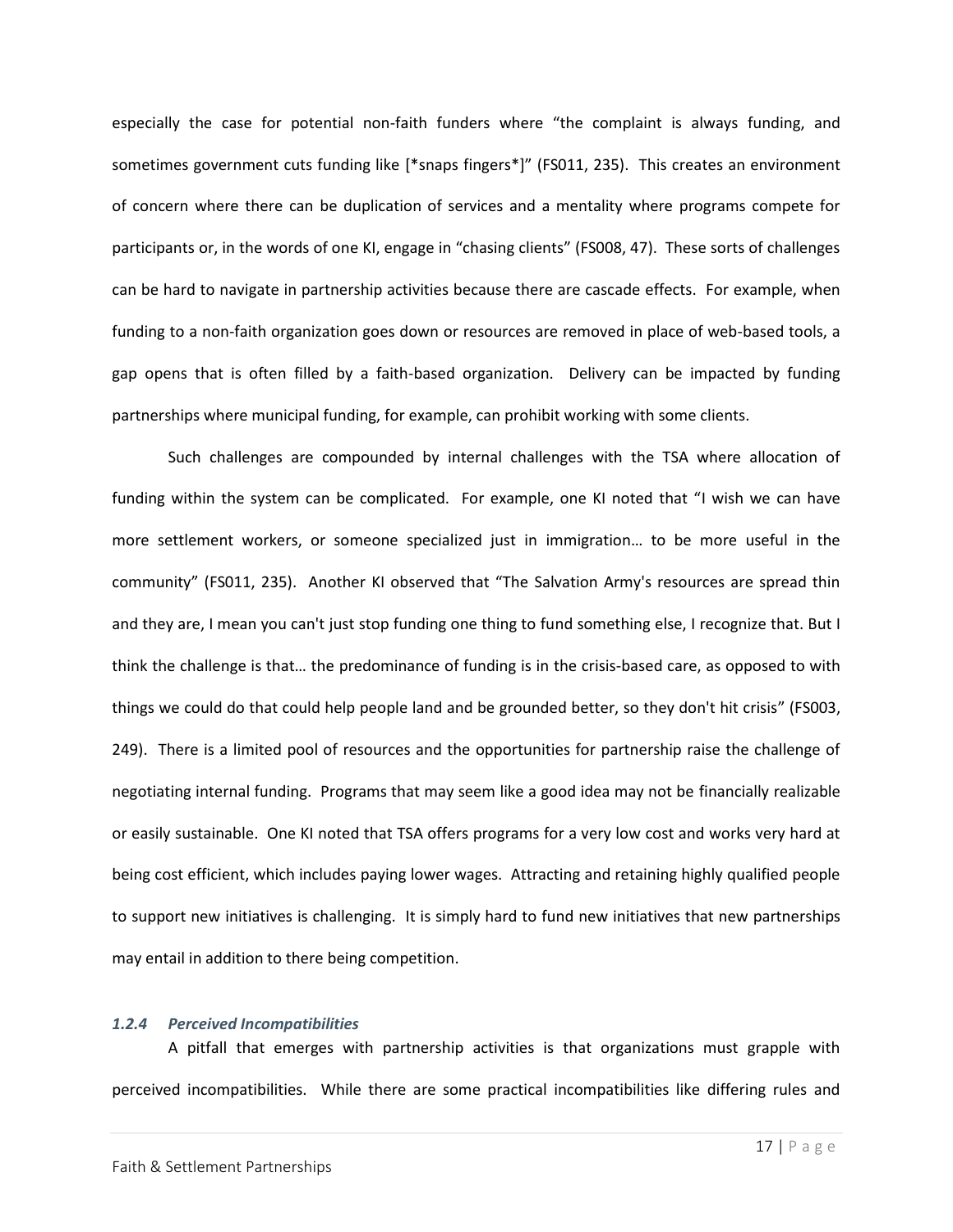especially the case for potential non-faith funders where "the complaint is always funding, and sometimes government cuts funding like [*snaps fingers*]" (FS011, 235). This creates an environment of concern where there can be duplication of services and a mentality where programs compete for participants or, in the words of one KI, engage in "chasing clients" (FS008, 47). These sorts of challenges can be hard to navigate in partnership activities because there are cascade effects. For example, when funding to a non-faith organization goes down or resources are removed in place of web-based tools, a gap opens that is often filled by a faith-based organization. Delivery can be impacted by funding partnerships where municipal funding, for example, can prohibit working with some clients.

Such challenges are compounded by internal challenges with the TSA where allocation of funding within the system can be complicated. For example, one KI noted that "I wish we can have more settlement workers, or someone specialized just in immigration… to be more useful in the community" (FS011, 235). Another KI observed that "The Salvation Army's resources are spread thin and they are, I mean you can't just stop funding one thing to fund something else, I recognize that. But I think the challenge is that… the predominance of funding is in the crisis-based care, as opposed to with things we could do that could help people land and be grounded better, so they don't hit crisis" (FS003, 249). There is a limited pool of resources and the opportunities for partnership raise the challenge of negotiating internal funding. Programs that may seem like a good idea may not be financially realizable or easily sustainable. One KI noted that TSA offers programs for a very low cost and works very hard at being cost efficient, which includes paying lower wages. Attracting and retaining highly qualified people to support new initiatives is challenging. It is simply hard to fund new initiatives that new partnerships may entail in addition to there being competition.

### *1.2.4 Perceived Incompatibilities*

A pitfall that emerges with partnership activities is that organizations must grapple with perceived incompatibilities. While there are some practical incompatibilities like differing rules and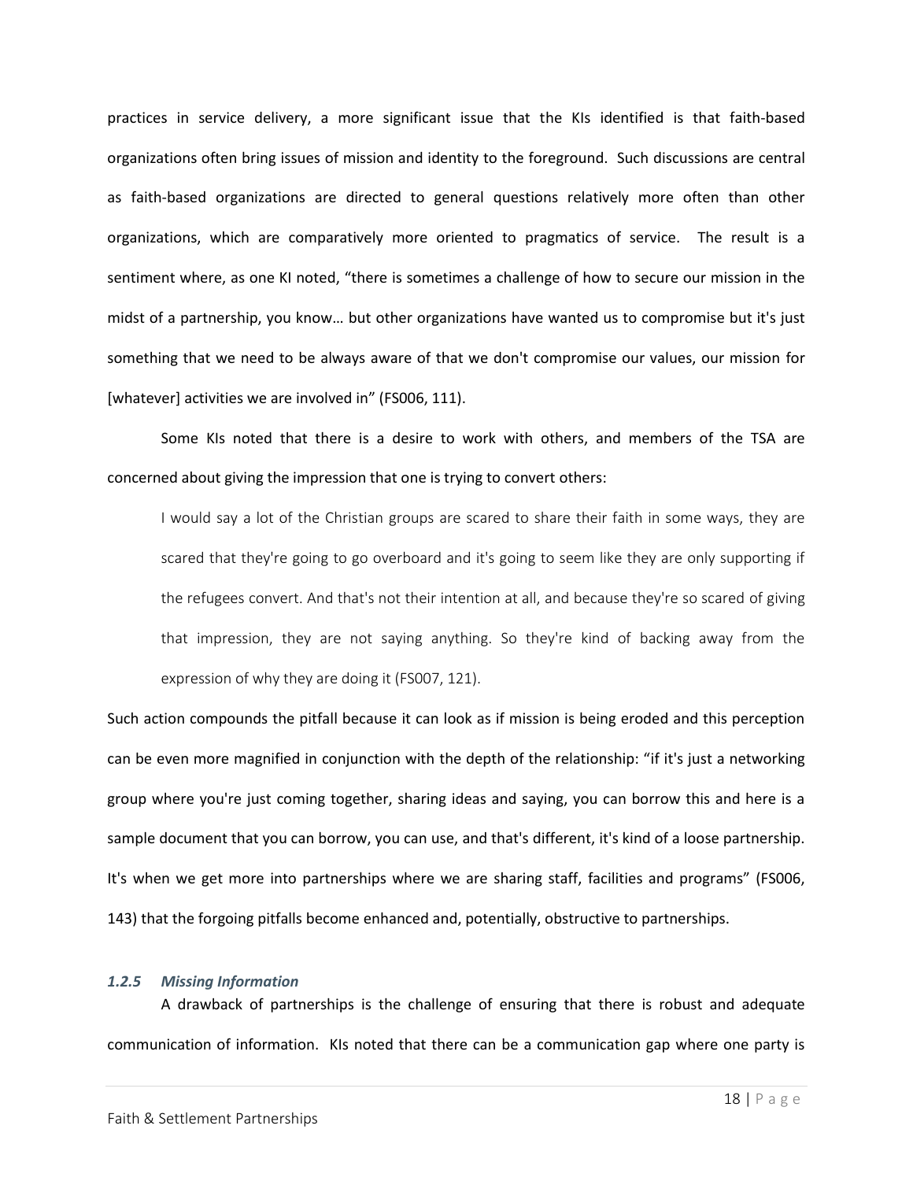practices in service delivery, a more significant issue that the KIs identified is that faith-based organizations often bring issues of mission and identity to the foreground. Such discussions are central as faith-based organizations are directed to general questions relatively more often than other organizations, which are comparatively more oriented to pragmatics of service. The result is a sentiment where, as one KI noted, "there is sometimes a challenge of how to secure our mission in the midst of a partnership, you know… but other organizations have wanted us to compromise but it's just something that we need to be always aware of that we don't compromise our values, our mission for [whatever] activities we are involved in" (FS006, 111).

Some KIs noted that there is a desire to work with others, and members of the TSA are concerned about giving the impression that one is trying to convert others:

> I would say a lot of the Christian groups are scared to share their faith in some ways, they are scared that they're going to go overboard and it's going to seem like they are only supporting if the refugees convert. And that's not their intention at all, and because they're so scared of giving that impression, they are not saying anything. So they're kind of backing away from the expression of why they are doing it (FS007, 121).

Such action compounds the pitfall because it can look as if mission is being eroded and this perception can be even more magnified in conjunction with the depth of the relationship: "if it's just a networking group where you're just coming together, sharing ideas and saying, you can borrow this and here is a sample document that you can borrow, you can use, and that's different, it's kind of a loose partnership. It's when we get more into partnerships where we are sharing staff, facilities and programs" (FS006, 143) that the forgoing pitfalls become enhanced and, potentially, obstructive to partnerships.

### *1.2.5 Missing Information*

A drawback of partnerships is the challenge of ensuring that there is robust and adequate communication of information. KIs noted that there can be a communication gap where one party is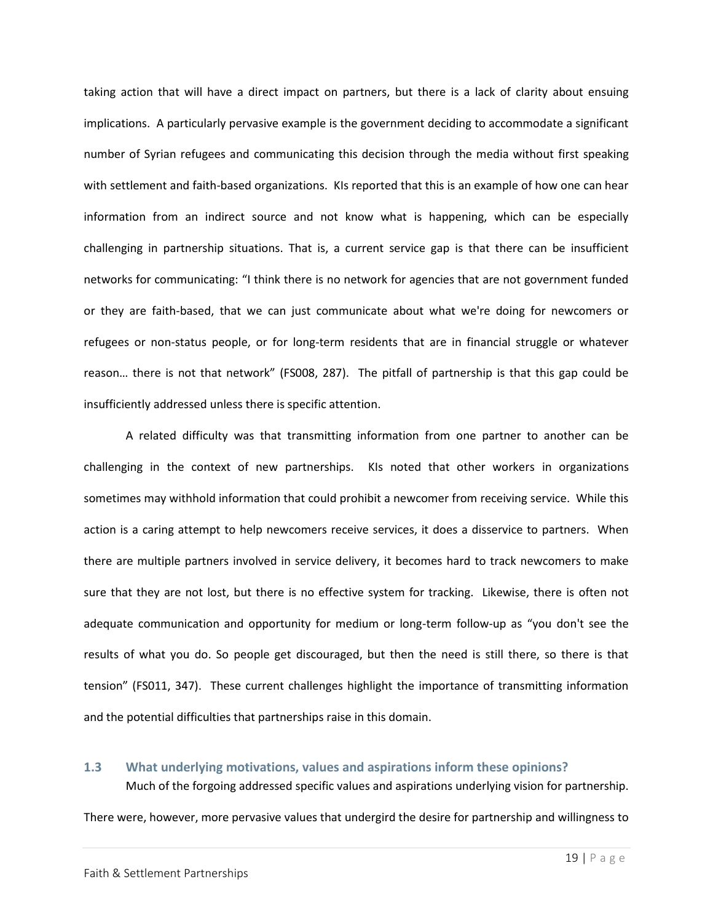taking action that will have a direct impact on partners, but there is a lack of clarity about ensuing implications. A particularly pervasive example is the government deciding to accommodate a significant number of Syrian refugees and communicating this decision through the media without first speaking with settlement and faith-based organizations. KIs reported that this is an example of how one can hear information from an indirect source and not know what is happening, which can be especially challenging in partnership situations. That is, a current service gap is that there can be insufficient networks for communicating: "I think there is no network for agencies that are not government funded or they are faith-based, that we can just communicate about what we're doing for newcomers or refugees or non-status people, or for long-term residents that are in financial struggle or whatever reason… there is not that network" (FS008, 287). The pitfall of partnership is that this gap could be insufficiently addressed unless there is specific attention.

A related difficulty was that transmitting information from one partner to another can be challenging in the context of new partnerships. KIs noted that other workers in organizations sometimes may withhold information that could prohibit a newcomer from receiving service. While this action is a caring attempt to help newcomers receive services, it does a disservice to partners. When there are multiple partners involved in service delivery, it becomes hard to track newcomers to make sure that they are not lost, but there is no effective system for tracking. Likewise, there is often not adequate communication and opportunity for medium or long-term follow-up as "you don't see the results of what you do. So people get discouraged, but then the need is still there, so there is that tension" (FS011, 347). These current challenges highlight the importance of transmitting information and the potential difficulties that partnerships raise in this domain.

### 1.3 What underlying motivations, values and aspirations inform these opinions?

Much of the forgoing addressed specific values and aspirations underlying vision for partnership. There were, however, more pervasive values that undergird the desire for partnership and willingness to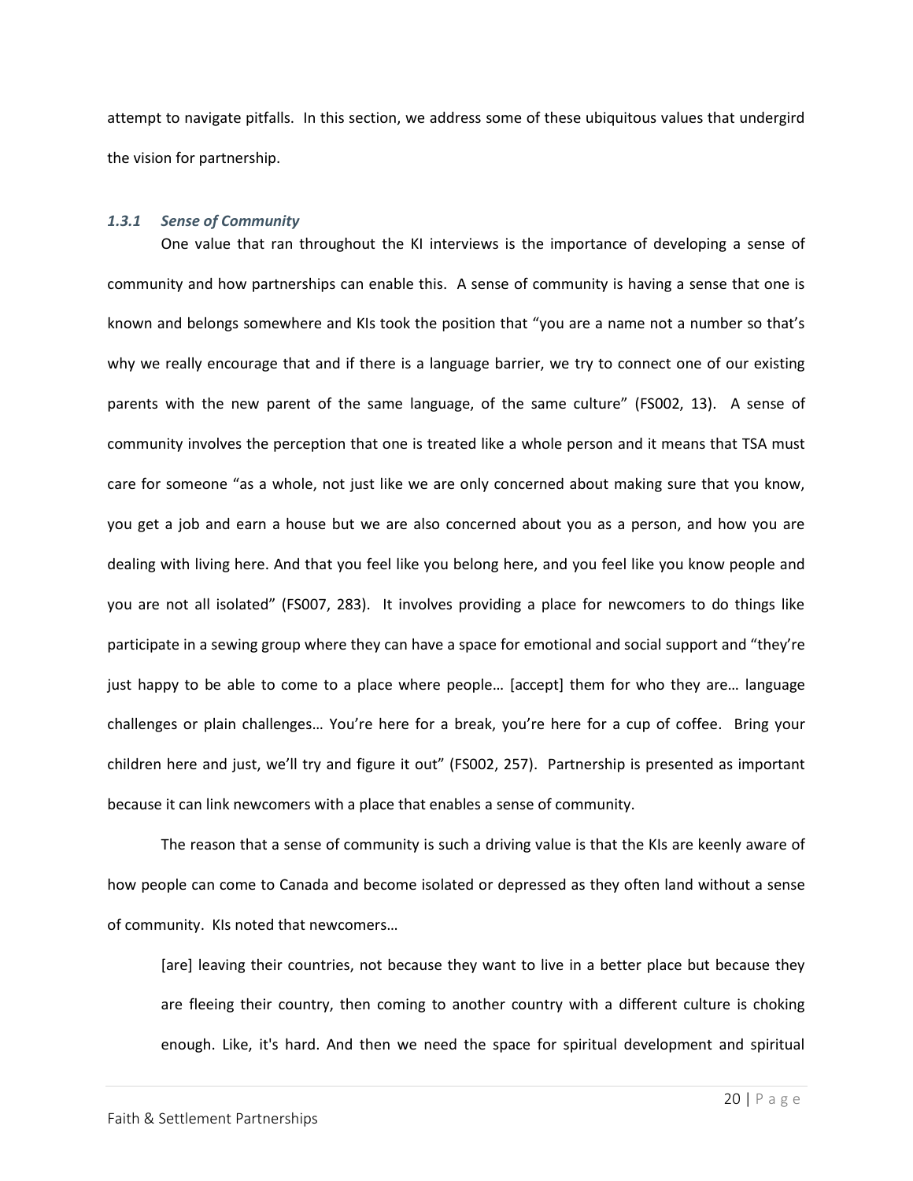attempt to navigate pitfalls. In this section, we address some of these ubiquitous values that undergird the vision for partnership.

### *1.3.1 Sense of Community*

One value that ran throughout the KI interviews is the importance of developing a sense of community and how partnerships can enable this. A sense of community is having a sense that one is known and belongs somewhere and KIs took the position that "you are a name not a number so that's why we really encourage that and if there is a language barrier, we try to connect one of our existing parents with the new parent of the same language, of the same culture" (FS002, 13). A sense of community involves the perception that one is treated like a whole person and it means that TSA must care for someone "as a whole, not just like we are only concerned about making sure that you know, you get a job and earn a house but we are also concerned about you as a person, and how you are dealing with living here. And that you feel like you belong here, and you feel like you know people and you are not all isolated" (FS007, 283). It involves providing a place for newcomers to do things like participate in a sewing group where they can have a space for emotional and social support and "they're just happy to be able to come to a place where people… [accept] them for who they are… language challenges or plain challenges… You're here for a break, you're here for a cup of coffee. Bring your children here and just, we'll try and figure it out" (FS002, 257). Partnership is presented as important because it can link newcomers with a place that enables a sense of community.

The reason that a sense of community is such a driving value is that the KIs are keenly aware of how people can come to Canada and become isolated or depressed as they often land without a sense of community. KIs noted that newcomers…

> [are] leaving their countries, not because they want to live in a better place but because they are fleeing their country, then coming to another country with a different culture is choking enough. Like, it's hard. And then we need the space for spiritual development and spiritual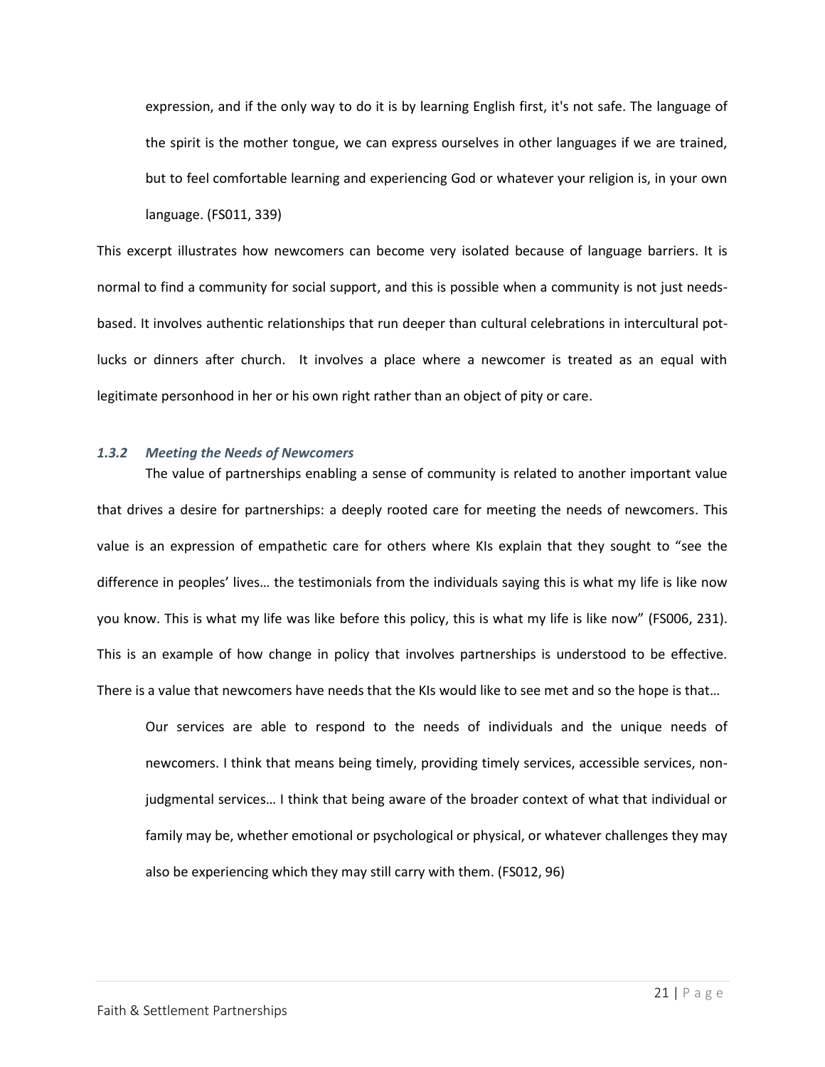> expression, and if the only way to do it is by learning English first, it's not safe. The language of the spirit is the mother tongue, we can express ourselves in other languages if we are trained, but to feel comfortable learning and experiencing God or whatever your religion is, in your own language. (FS011, 339)

This excerpt illustrates how newcomers can become very isolated because of language barriers. It is normal to find a community for social support, and this is possible when a community is not just needs-based. It involves authentic relationships that run deeper than cultural celebrations in intercultural pot-lucks or dinners after church. It involves a place where a newcomer is treated as an equal with legitimate personhood in her or his own right rather than an object of pity or care.

### *1.3.2 Meeting the Needs of Newcomers*

The value of partnerships enabling a sense of community is related to another important value that drives a desire for partnerships: a deeply rooted care for meeting the needs of newcomers. This value is an expression of empathetic care for others where KIs explain that they sought to "see the difference in peoples' lives… the testimonials from the individuals saying this is what my life is like now you know. This is what my life was like before this policy, this is what my life is like now" (FS006, 231). This is an example of how change in policy that involves partnerships is understood to be effective. There is a value that newcomers have needs that the KIs would like to see met and so the hope is that…

> Our services are able to respond to the needs of individuals and the unique needs of newcomers. I think that means being timely, providing timely services, accessible services, non-judgmental services… I think that being aware of the broader context of what that individual or family may be, whether emotional or psychological or physical, or whatever challenges they may also be experiencing which they may still carry with them. (FS012, 96)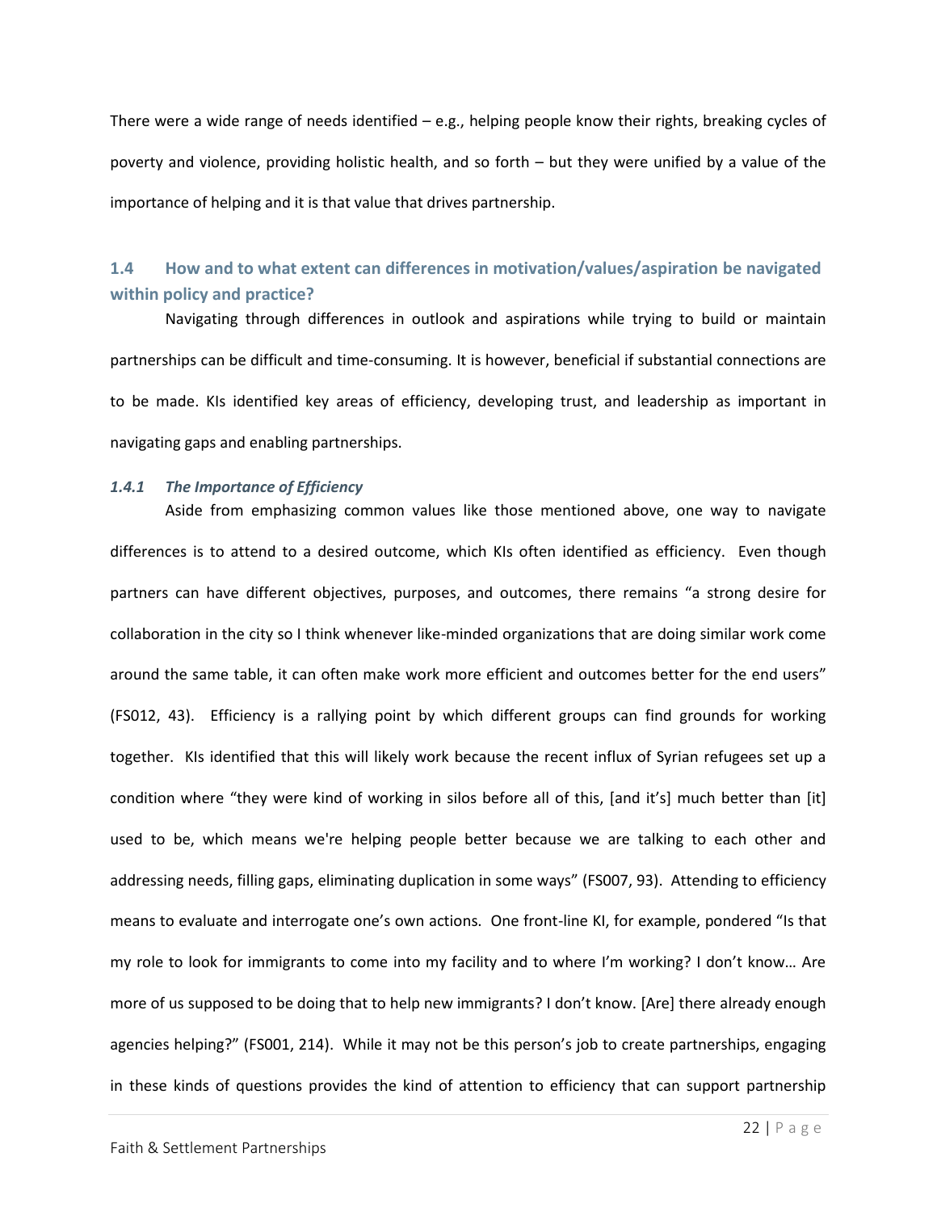There were a wide range of needs identified – e.g., helping people know their rights, breaking cycles of poverty and violence, providing holistic health, and so forth – but they were unified by a value of the importance of helping and it is that value that drives partnership.

## 1.4 How and to what extent can differences in motivation/values/aspiration be navigated within policy and practice?

Navigating through differences in outlook and aspirations while trying to build or maintain partnerships can be difficult and time-consuming. It is however, beneficial if substantial connections are to be made. KIs identified key areas of efficiency, developing trust, and leadership as important in navigating gaps and enabling partnerships.

### *1.4.1 The Importance of Efficiency*

Aside from emphasizing common values like those mentioned above, one way to navigate differences is to attend to a desired outcome, which KIs often identified as efficiency. Even though partners can have different objectives, purposes, and outcomes, there remains "a strong desire for collaboration in the city so I think whenever like-minded organizations that are doing similar work come around the same table, it can often make work more efficient and outcomes better for the end users" (FS012, 43). Efficiency is a rallying point by which different groups can find grounds for working together. KIs identified that this will likely work because the recent influx of Syrian refugees set up a condition where "they were kind of working in silos before all of this, [and it's] much better than [it] used to be, which means we're helping people better because we are talking to each other and addressing needs, filling gaps, eliminating duplication in some ways" (FS007, 93). Attending to efficiency means to evaluate and interrogate one's own actions. One front-line KI, for example, pondered "Is that my role to look for immigrants to come into my facility and to where I'm working? I don't know… Are more of us supposed to be doing that to help new immigrants? I don't know. [Are] there already enough agencies helping?" (FS001, 214). While it may not be this person's job to create partnerships, engaging in these kinds of questions provides the kind of attention to efficiency that can support partnership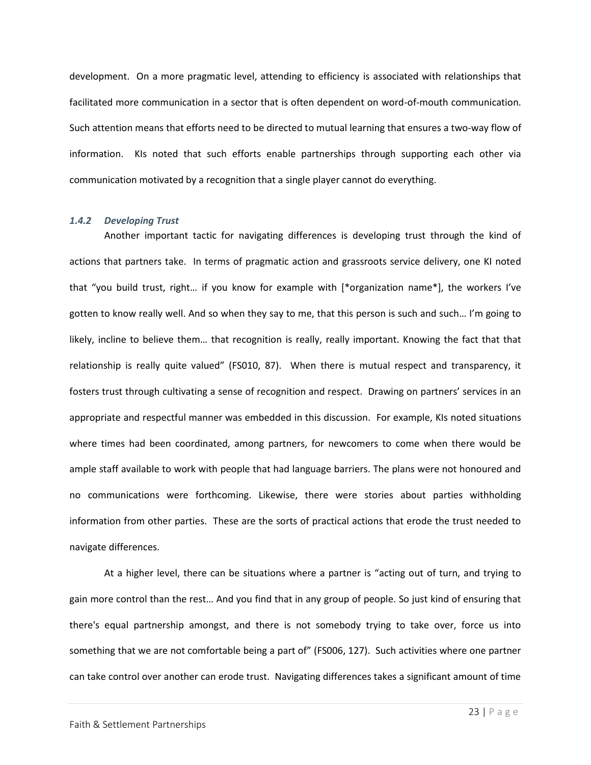development. On a more pragmatic level, attending to efficiency is associated with relationships that facilitated more communication in a sector that is often dependent on word-of-mouth communication. Such attention means that efforts need to be directed to mutual learning that ensures a two-way flow of information. KIs noted that such efforts enable partnerships through supporting each other via communication motivated by a recognition that a single player cannot do everything.

### *1.4.2 Developing Trust*

Another important tactic for navigating differences is developing trust through the kind of actions that partners take. In terms of pragmatic action and grassroots service delivery, one KI noted that "you build trust, right… if you know for example with [*organization name*], the workers I've gotten to know really well. And so when they say to me, that this person is such and such… I'm going to likely, incline to believe them… that recognition is really, really important. Knowing the fact that that relationship is really quite valued" (FS010, 87). When there is mutual respect and transparency, it fosters trust through cultivating a sense of recognition and respect. Drawing on partners' services in an appropriate and respectful manner was embedded in this discussion. For example, KIs noted situations where times had been coordinated, among partners, for newcomers to come when there would be ample staff available to work with people that had language barriers. The plans were not honoured and no communications were forthcoming. Likewise, there were stories about parties withholding information from other parties. These are the sorts of practical actions that erode the trust needed to navigate differences.

At a higher level, there can be situations where a partner is "acting out of turn, and trying to gain more control than the rest… And you find that in any group of people. So just kind of ensuring that there's equal partnership amongst, and there is not somebody trying to take over, force us into something that we are not comfortable being a part of" (FS006, 127). Such activities where one partner can take control over another can erode trust. Navigating differences takes a significant amount of time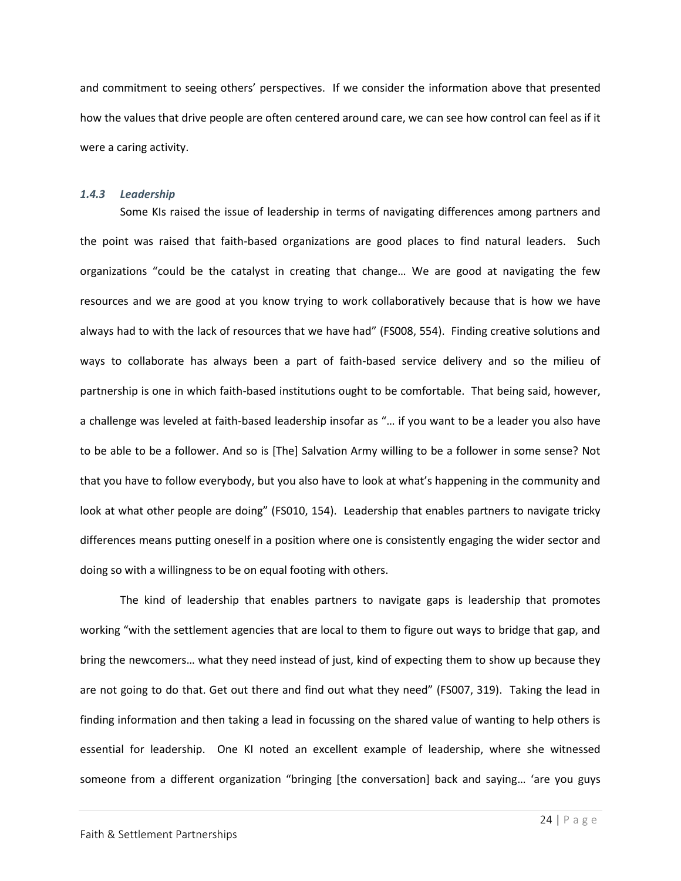and commitment to seeing others' perspectives. If we consider the information above that presented how the values that drive people are often centered around care, we can see how control can feel as if it were a caring activity.

### *1.4.3 Leadership*

Some KIs raised the issue of leadership in terms of navigating differences among partners and the point was raised that faith-based organizations are good places to find natural leaders. Such organizations "could be the catalyst in creating that change… We are good at navigating the few resources and we are good at you know trying to work collaboratively because that is how we have always had to with the lack of resources that we have had" (FS008, 554). Finding creative solutions and ways to collaborate has always been a part of faith-based service delivery and so the milieu of partnership is one in which faith-based institutions ought to be comfortable. That being said, however, a challenge was leveled at faith-based leadership insofar as "… if you want to be a leader you also have to be able to be a follower. And so is [The] Salvation Army willing to be a follower in some sense? Not that you have to follow everybody, but you also have to look at what's happening in the community and look at what other people are doing" (FS010, 154). Leadership that enables partners to navigate tricky differences means putting oneself in a position where one is consistently engaging the wider sector and doing so with a willingness to be on equal footing with others.

The kind of leadership that enables partners to navigate gaps is leadership that promotes working "with the settlement agencies that are local to them to figure out ways to bridge that gap, and bring the newcomers… what they need instead of just, kind of expecting them to show up because they are not going to do that. Get out there and find out what they need" (FS007, 319). Taking the lead in finding information and then taking a lead in focussing on the shared value of wanting to help others is essential for leadership. One KI noted an excellent example of leadership, where she witnessed someone from a different organization "bringing [the conversation] back and saying… 'are you guys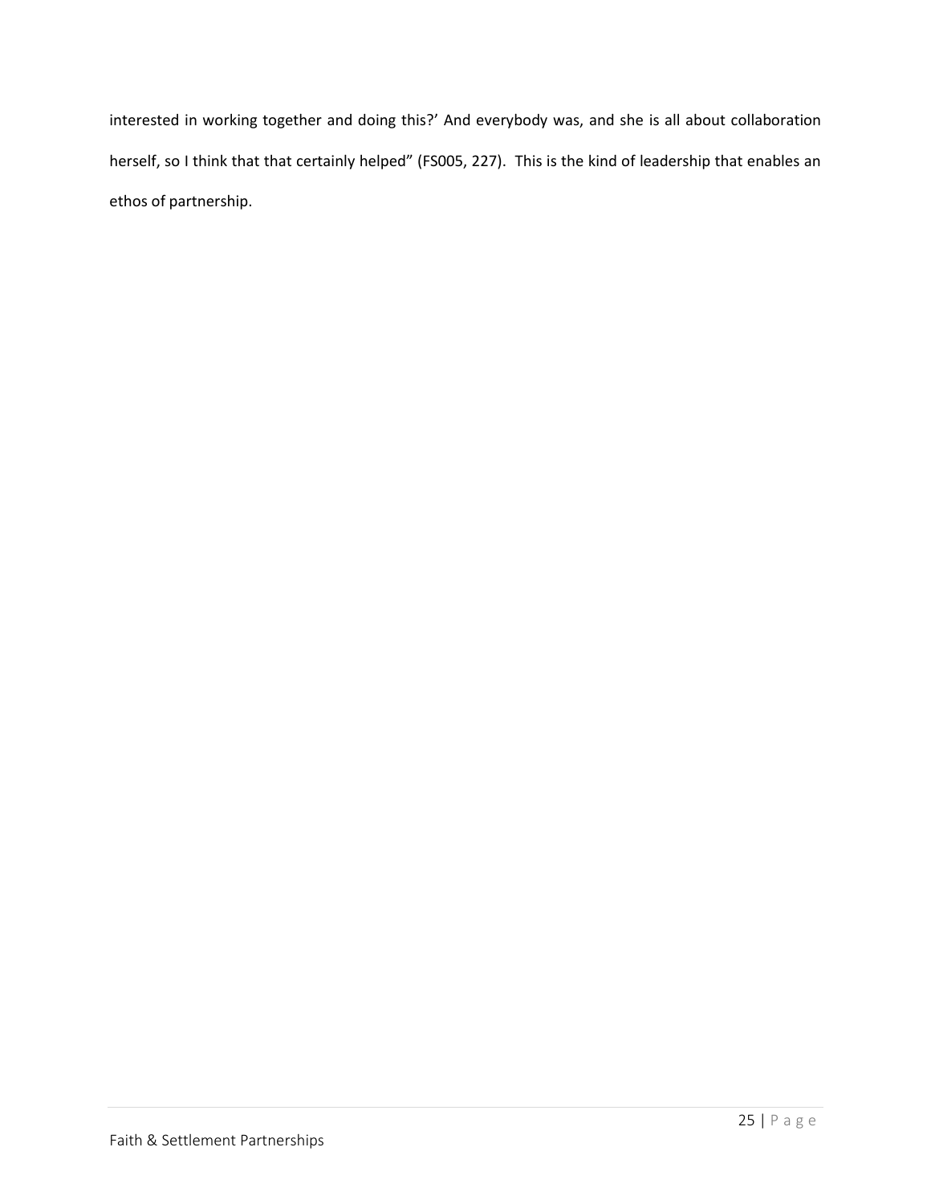interested in working together and doing this?' And everybody was, and she is all about collaboration herself, so I think that that certainly helped" (FS005, 227). This is the kind of leadership that enables an ethos of partnership.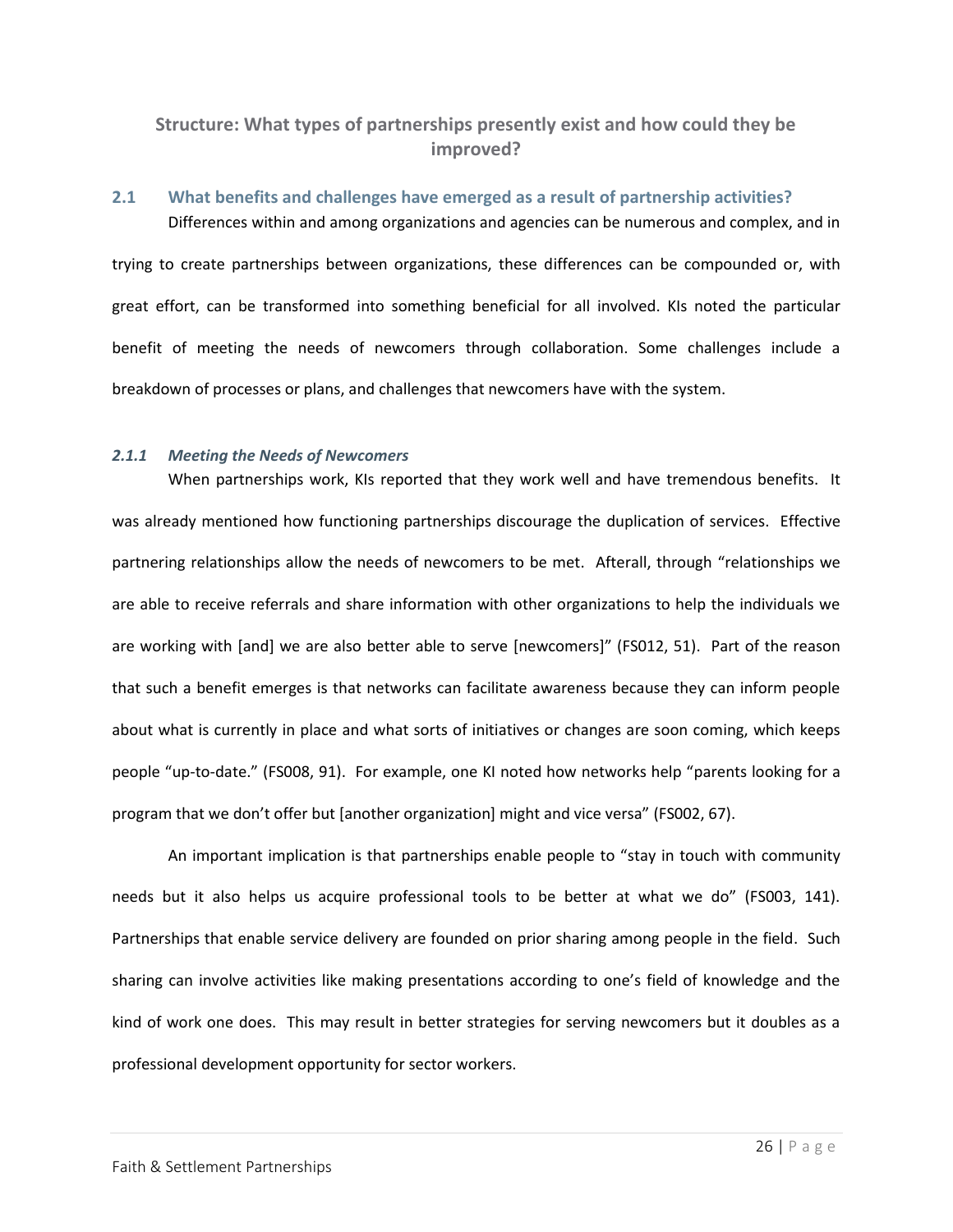## Structure: What types of partnerships presently exist and how could they be improved?

### 2.1 What benefits and challenges have emerged as a result of partnership activities?

Differences within and among organizations and agencies can be numerous and complex, and in trying to create partnerships between organizations, these differences can be compounded or, with great effort, can be transformed into something beneficial for all involved. KIs noted the particular benefit of meeting the needs of newcomers through collaboration. Some challenges include a breakdown of processes or plans, and challenges that newcomers have with the system.

#### *2.1.1 Meeting the Needs of Newcomers*

When partnerships work, KIs reported that they work well and have tremendous benefits. It was already mentioned how functioning partnerships discourage the duplication of services. Effective partnering relationships allow the needs of newcomers to be met. Afterall, through "relationships we are able to receive referrals and share information with other organizations to help the individuals we are working with [and] we are also better able to serve [newcomers]" (FS012, 51). Part of the reason that such a benefit emerges is that networks can facilitate awareness because they can inform people about what is currently in place and what sorts of initiatives or changes are soon coming, which keeps people "up-to-date." (FS008, 91). For example, one KI noted how networks help "parents looking for a program that we don't offer but [another organization] might and vice versa" (FS002, 67).

An important implication is that partnerships enable people to "stay in touch with community needs but it also helps us acquire professional tools to be better at what we do" (FS003, 141). Partnerships that enable service delivery are founded on prior sharing among people in the field. Such sharing can involve activities like making presentations according to one's field of knowledge and the kind of work one does. This may result in better strategies for serving newcomers but it doubles as a professional development opportunity for sector workers.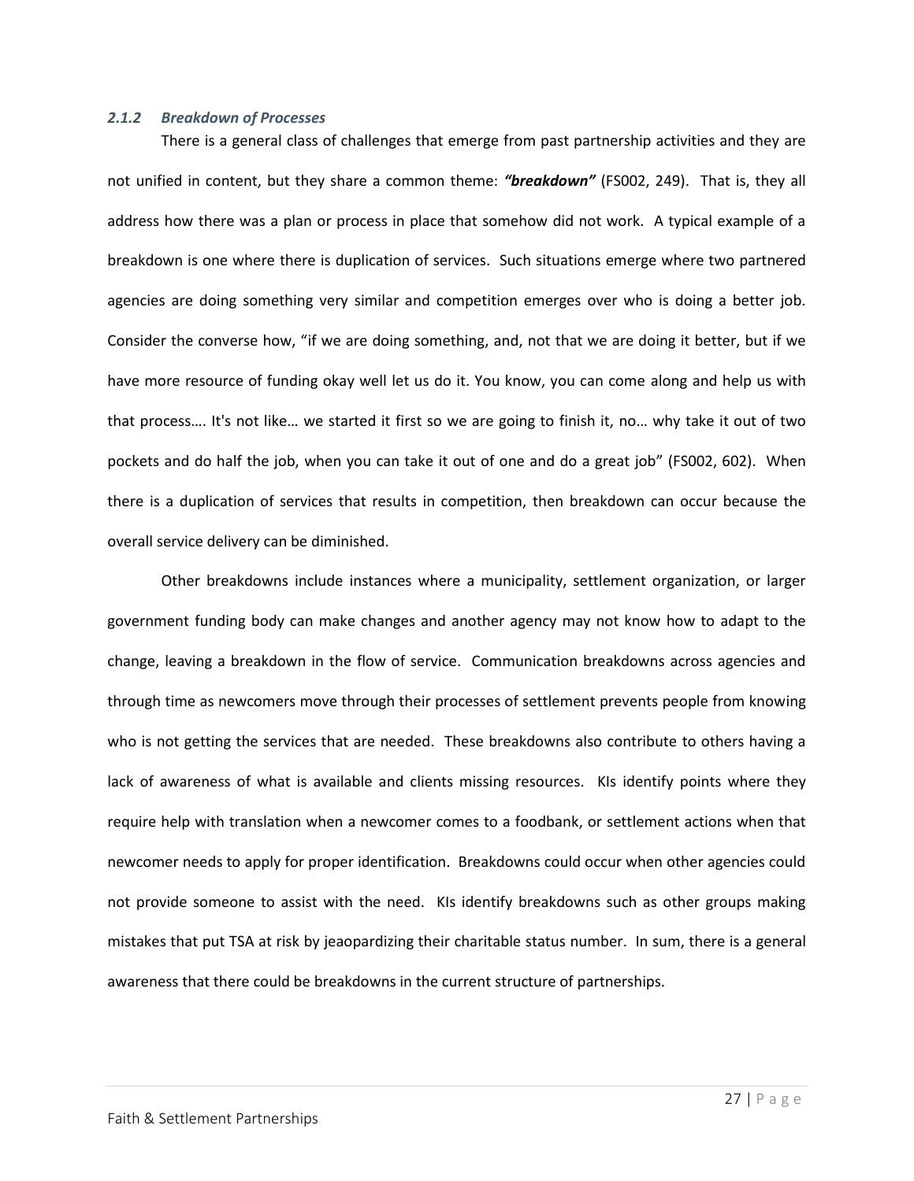### *2.1.2 Breakdown of Processes*

There is a general class of challenges that emerge from past partnership activities and they are not unified in content, but they share a common theme: ***"breakdown"*** (FS002, 249). That is, they all address how there was a plan or process in place that somehow did not work. A typical example of a breakdown is one where there is duplication of services. Such situations emerge where two partnered agencies are doing something very similar and competition emerges over who is doing a better job. Consider the converse how, "if we are doing something, and, not that we are doing it better, but if we have more resource of funding okay well let us do it. You know, you can come along and help us with that process…. It's not like… we started it first so we are going to finish it, no… why take it out of two pockets and do half the job, when you can take it out of one and do a great job" (FS002, 602). When there is a duplication of services that results in competition, then breakdown can occur because the overall service delivery can be diminished.

Other breakdowns include instances where a municipality, settlement organization, or larger government funding body can make changes and another agency may not know how to adapt to the change, leaving a breakdown in the flow of service. Communication breakdowns across agencies and through time as newcomers move through their processes of settlement prevents people from knowing who is not getting the services that are needed. These breakdowns also contribute to others having a lack of awareness of what is available and clients missing resources. KIs identify points where they require help with translation when a newcomer comes to a foodbank, or settlement actions when that newcomer needs to apply for proper identification. Breakdowns could occur when other agencies could not provide someone to assist with the need. KIs identify breakdowns such as other groups making mistakes that put TSA at risk by jeaopardizing their charitable status number. In sum, there is a general awareness that there could be breakdowns in the current structure of partnerships.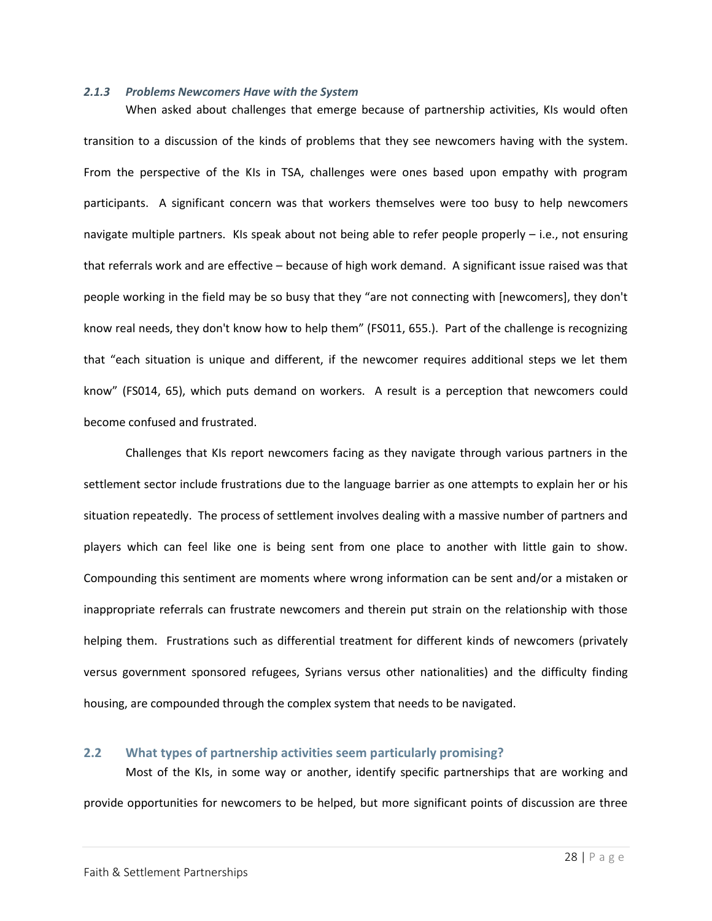#### *2.1.3 Problems Newcomers Have with the System*

When asked about challenges that emerge because of partnership activities, KIs would often transition to a discussion of the kinds of problems that they see newcomers having with the system. From the perspective of the KIs in TSA, challenges were ones based upon empathy with program participants. A significant concern was that workers themselves were too busy to help newcomers navigate multiple partners. KIs speak about not being able to refer people properly – i.e., not ensuring that referrals work and are effective – because of high work demand. A significant issue raised was that people working in the field may be so busy that they "are not connecting with [newcomers], they don't know real needs, they don't know how to help them" (FS011, 655.). Part of the challenge is recognizing that "each situation is unique and different, if the newcomer requires additional steps we let them know" (FS014, 65), which puts demand on workers. A result is a perception that newcomers could become confused and frustrated.

Challenges that KIs report newcomers facing as they navigate through various partners in the settlement sector include frustrations due to the language barrier as one attempts to explain her or his situation repeatedly. The process of settlement involves dealing with a massive number of partners and players which can feel like one is being sent from one place to another with little gain to show. Compounding this sentiment are moments where wrong information can be sent and/or a mistaken or inappropriate referrals can frustrate newcomers and therein put strain on the relationship with those helping them. Frustrations such as differential treatment for different kinds of newcomers (privately versus government sponsored refugees, Syrians versus other nationalities) and the difficulty finding housing, are compounded through the complex system that needs to be navigated.

### 2.2 What types of partnership activities seem particularly promising?

Most of the KIs, in some way or another, identify specific partnerships that are working and provide opportunities for newcomers to be helped, but more significant points of discussion are three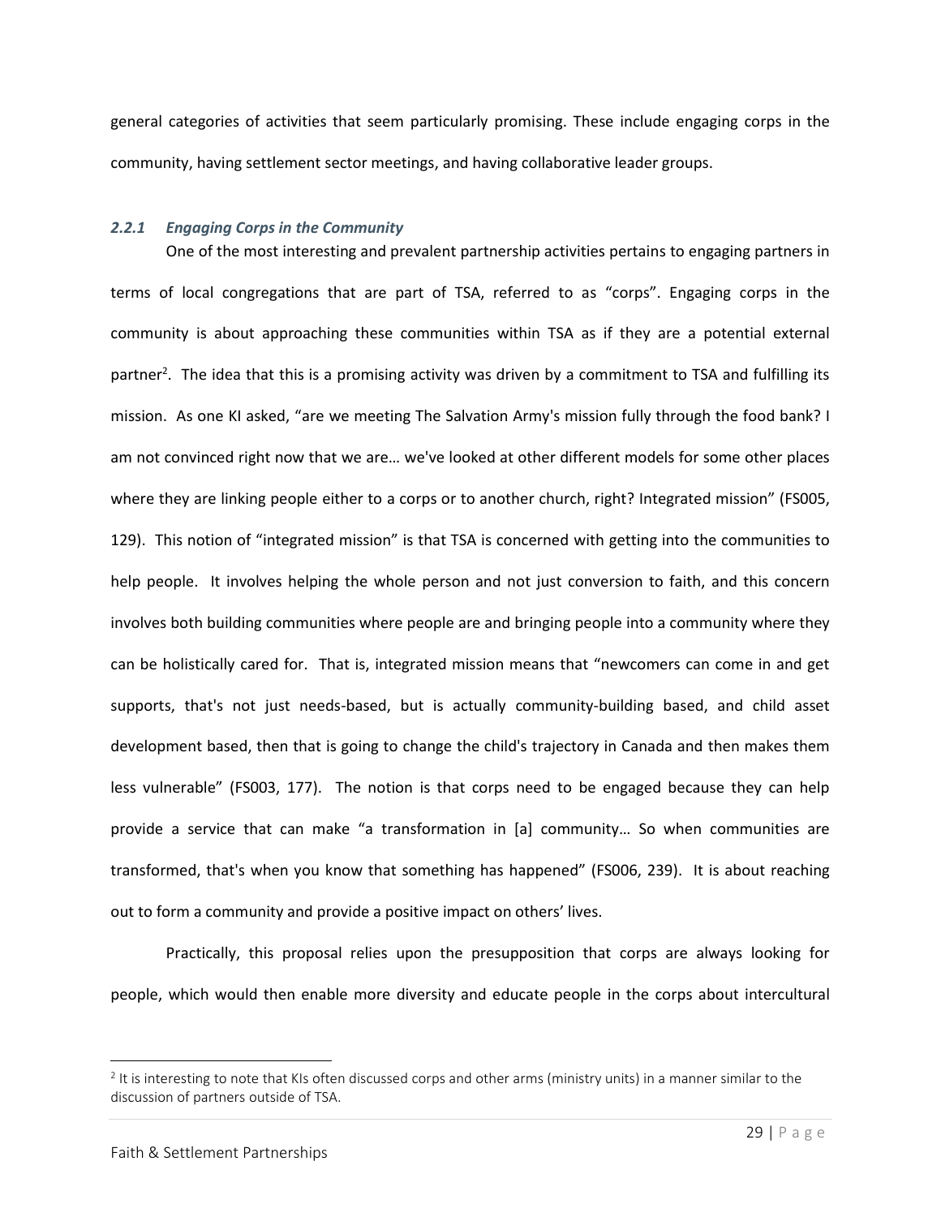general categories of activities that seem particularly promising. These include engaging corps in the community, having settlement sector meetings, and having collaborative leader groups.

### *2.2.1 Engaging Corps in the Community*

One of the most interesting and prevalent partnership activities pertains to engaging partners in terms of local congregations that are part of TSA, referred to as "corps". Engaging corps in the community is about approaching these communities within TSA as if they are a potential external partner[2]. The idea that this is a promising activity was driven by a commitment to TSA and fulfilling its mission. As one KI asked, "are we meeting The Salvation Army's mission fully through the food bank? I am not convinced right now that we are… we've looked at other different models for some other places where they are linking people either to a corps or to another church, right? Integrated mission" (FS005, 129). This notion of "integrated mission" is that TSA is concerned with getting into the communities to help people. It involves helping the whole person and not just conversion to faith, and this concern involves both building communities where people are and bringing people into a community where they can be holistically cared for. That is, integrated mission means that "newcomers can come in and get supports, that's not just needs-based, but is actually community-building based, and child asset development based, then that is going to change the child's trajectory in Canada and then makes them less vulnerable" (FS003, 177). The notion is that corps need to be engaged because they can help provide a service that can make "a transformation in [a] community… So when communities are transformed, that's when you know that something has happened" (FS006, 239). It is about reaching out to form a community and provide a positive impact on others' lives.

Practically, this proposal relies upon the presupposition that corps are always looking for people, which would then enable more diversity and educate people in the corps about intercultural

[2] It is interesting to note that KIs often discussed corps and other arms (ministry units) in a manner similar to the discussion of partners outside of TSA.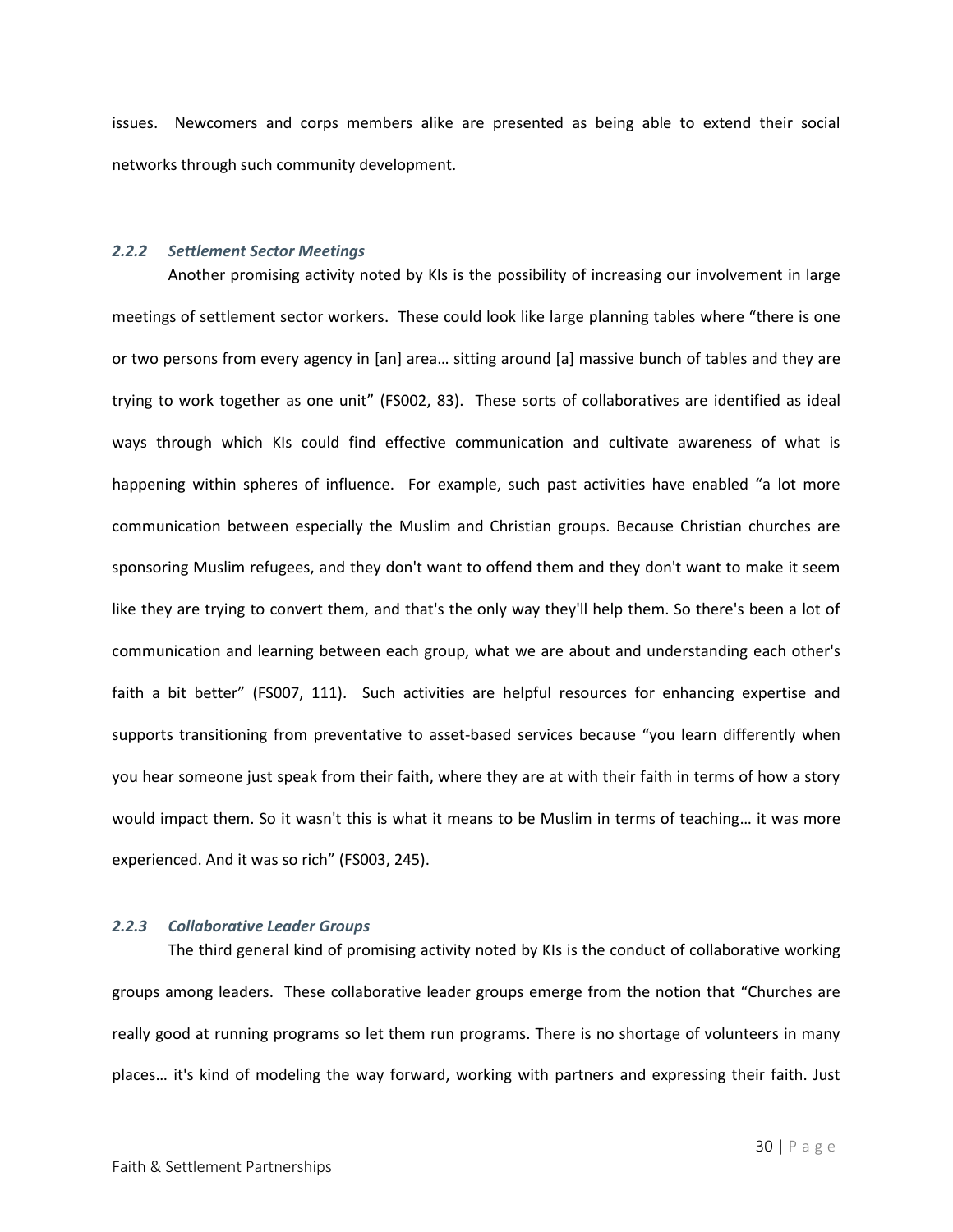issues. Newcomers and corps members alike are presented as being able to extend their social networks through such community development.

### *2.2.2 Settlement Sector Meetings*

Another promising activity noted by KIs is the possibility of increasing our involvement in large meetings of settlement sector workers. These could look like large planning tables where "there is one or two persons from every agency in [an] area… sitting around [a] massive bunch of tables and they are trying to work together as one unit" (FS002, 83). These sorts of collaboratives are identified as ideal ways through which KIs could find effective communication and cultivate awareness of what is happening within spheres of influence. For example, such past activities have enabled "a lot more communication between especially the Muslim and Christian groups. Because Christian churches are sponsoring Muslim refugees, and they don't want to offend them and they don't want to make it seem like they are trying to convert them, and that's the only way they'll help them. So there's been a lot of communication and learning between each group, what we are about and understanding each other's faith a bit better" (FS007, 111). Such activities are helpful resources for enhancing expertise and supports transitioning from preventative to asset-based services because "you learn differently when you hear someone just speak from their faith, where they are at with their faith in terms of how a story would impact them. So it wasn't this is what it means to be Muslim in terms of teaching… it was more experienced. And it was so rich" (FS003, 245).

### *2.2.3 Collaborative Leader Groups*

The third general kind of promising activity noted by KIs is the conduct of collaborative working groups among leaders. These collaborative leader groups emerge from the notion that "Churches are really good at running programs so let them run programs. There is no shortage of volunteers in many places… it's kind of modeling the way forward, working with partners and expressing their faith. Just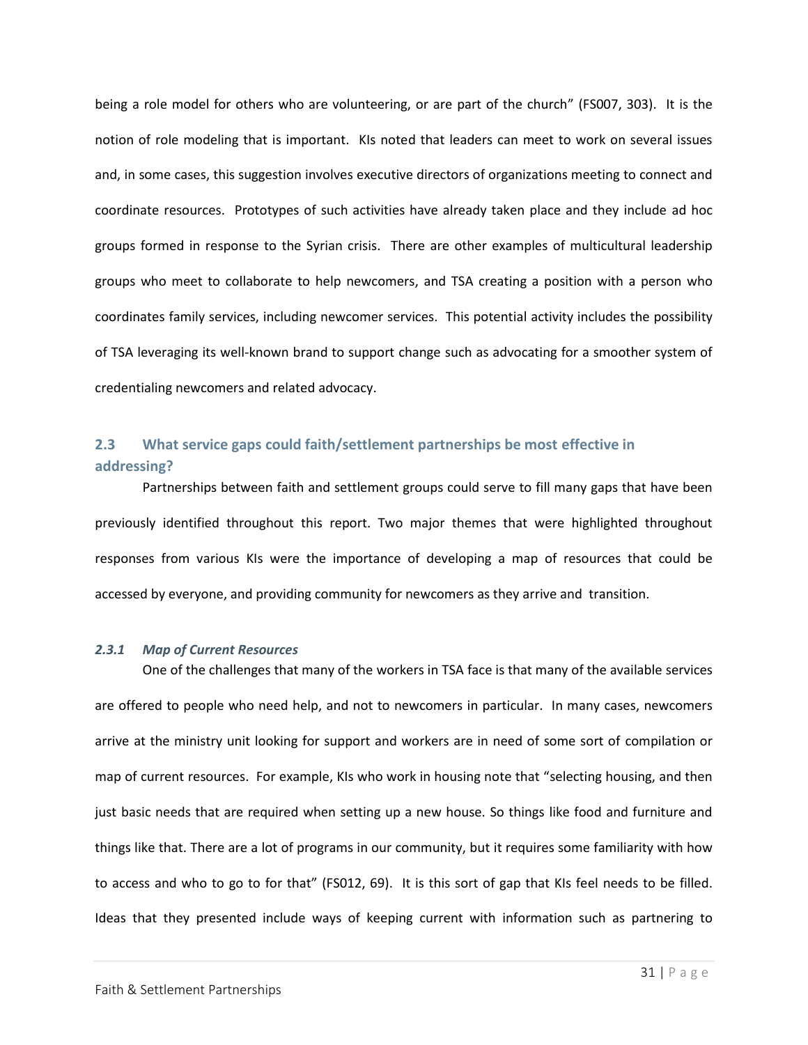being a role model for others who are volunteering, or are part of the church" (FS007, 303). It is the notion of role modeling that is important. KIs noted that leaders can meet to work on several issues and, in some cases, this suggestion involves executive directors of organizations meeting to connect and coordinate resources. Prototypes of such activities have already taken place and they include ad hoc groups formed in response to the Syrian crisis. There are other examples of multicultural leadership groups who meet to collaborate to help newcomers, and TSA creating a position with a person who coordinates family services, including newcomer services. This potential activity includes the possibility of TSA leveraging its well-known brand to support change such as advocating for a smoother system of credentialing newcomers and related advocacy.

## 2.3 What service gaps could faith/settlement partnerships be most effective in addressing?

Partnerships between faith and settlement groups could serve to fill many gaps that have been previously identified throughout this report. Two major themes that were highlighted throughout responses from various KIs were the importance of developing a map of resources that could be accessed by everyone, and providing community for newcomers as they arrive and transition.

### *2.3.1 Map of Current Resources*

One of the challenges that many of the workers in TSA face is that many of the available services are offered to people who need help, and not to newcomers in particular. In many cases, newcomers arrive at the ministry unit looking for support and workers are in need of some sort of compilation or map of current resources. For example, KIs who work in housing note that "selecting housing, and then just basic needs that are required when setting up a new house. So things like food and furniture and things like that. There are a lot of programs in our community, but it requires some familiarity with how to access and who to go to for that" (FS012, 69). It is this sort of gap that KIs feel needs to be filled. Ideas that they presented include ways of keeping current with information such as partnering to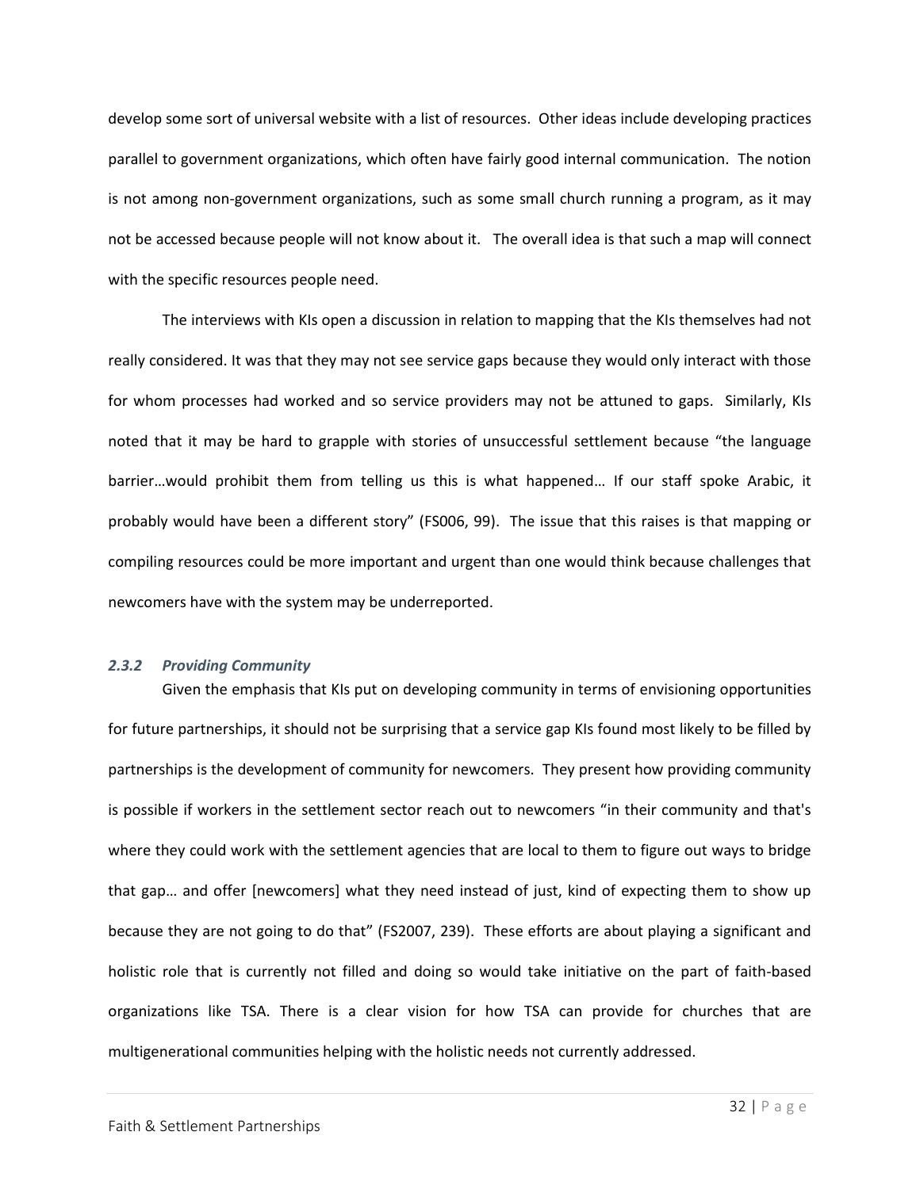develop some sort of universal website with a list of resources. Other ideas include developing practices parallel to government organizations, which often have fairly good internal communication. The notion is not among non-government organizations, such as some small church running a program, as it may not be accessed because people will not know about it. The overall idea is that such a map will connect with the specific resources people need.

The interviews with KIs open a discussion in relation to mapping that the KIs themselves had not really considered. It was that they may not see service gaps because they would only interact with those for whom processes had worked and so service providers may not be attuned to gaps. Similarly, KIs noted that it may be hard to grapple with stories of unsuccessful settlement because "the language barrier…would prohibit them from telling us this is what happened… If our staff spoke Arabic, it probably would have been a different story" (FS006, 99). The issue that this raises is that mapping or compiling resources could be more important and urgent than one would think because challenges that newcomers have with the system may be underreported.

### *2.3.2 Providing Community*

Given the emphasis that KIs put on developing community in terms of envisioning opportunities for future partnerships, it should not be surprising that a service gap KIs found most likely to be filled by partnerships is the development of community for newcomers. They present how providing community is possible if workers in the settlement sector reach out to newcomers "in their community and that's where they could work with the settlement agencies that are local to them to figure out ways to bridge that gap… and offer [newcomers] what they need instead of just, kind of expecting them to show up because they are not going to do that" (FS2007, 239). These efforts are about playing a significant and holistic role that is currently not filled and doing so would take initiative on the part of faith-based organizations like TSA. There is a clear vision for how TSA can provide for churches that are multigenerational communities helping with the holistic needs not currently addressed.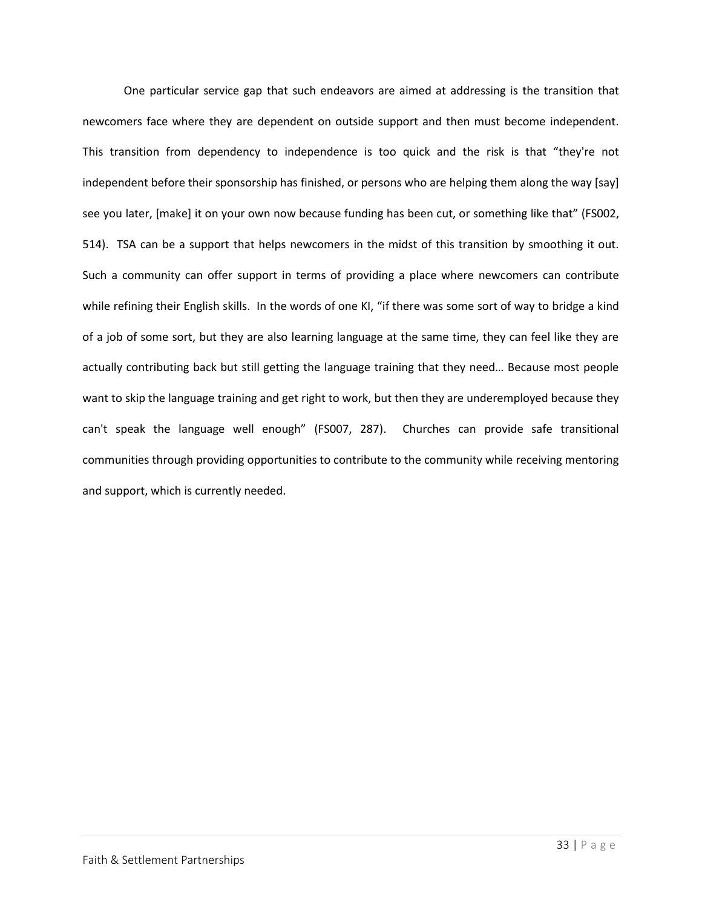One particular service gap that such endeavors are aimed at addressing is the transition that newcomers face where they are dependent on outside support and then must become independent. This transition from dependency to independence is too quick and the risk is that “they're not independent before their sponsorship has finished, or persons who are helping them along the way [say] see you later, [make] it on your own now because funding has been cut, or something like that” (FS002, 514). TSA can be a support that helps newcomers in the midst of this transition by smoothing it out. Such a community can offer support in terms of providing a place where newcomers can contribute while refining their English skills. In the words of one KI, “if there was some sort of way to bridge a kind of a job of some sort, but they are also learning language at the same time, they can feel like they are actually contributing back but still getting the language training that they need… Because most people want to skip the language training and get right to work, but then they are underemployed because they can't speak the language well enough” (FS007, 287). Churches can provide safe transitional communities through providing opportunities to contribute to the community while receiving mentoring and support, which is currently needed.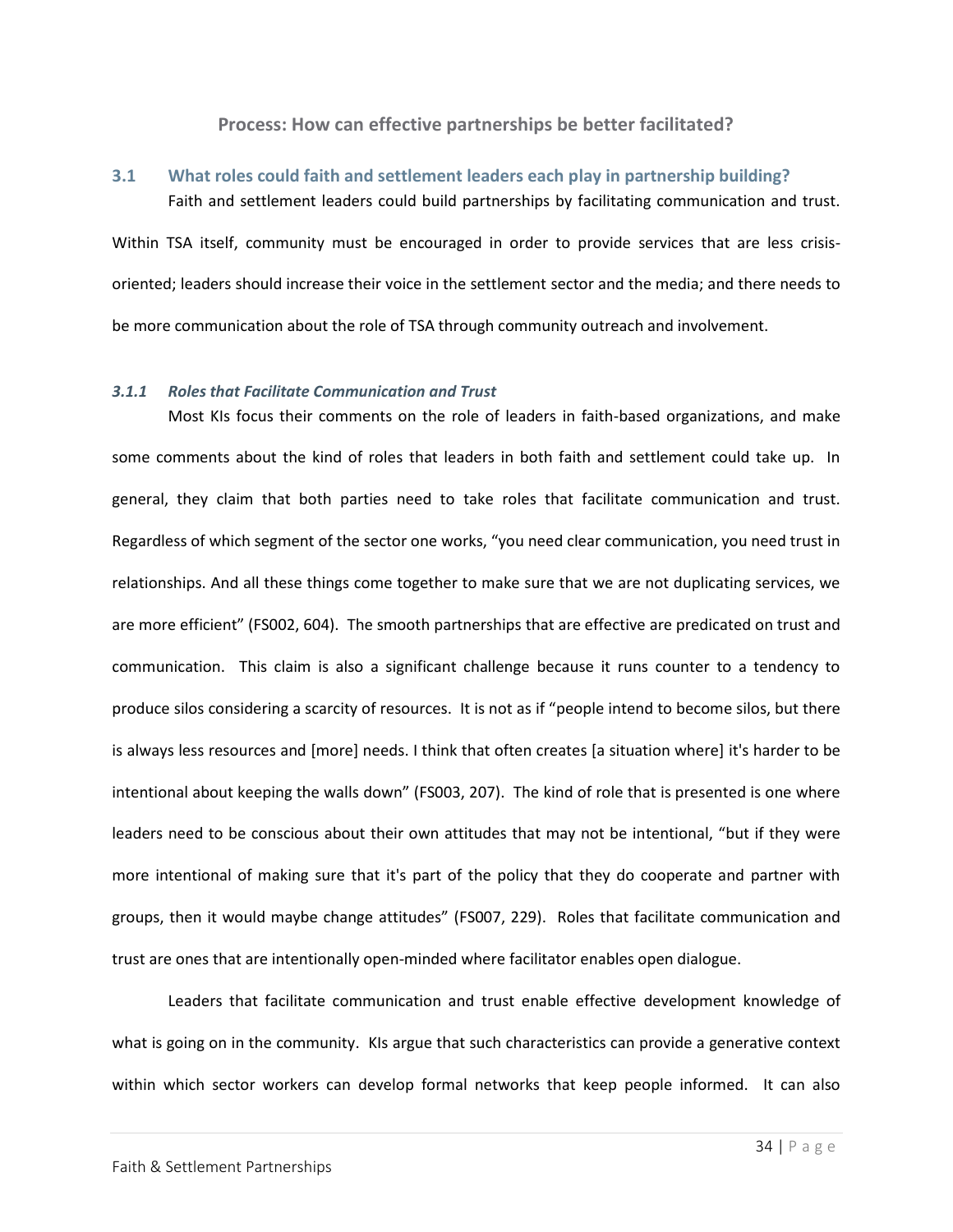## Process: How can effective partnerships be better facilitated?

### 3.1 What roles could faith and settlement leaders each play in partnership building?

Faith and settlement leaders could build partnerships by facilitating communication and trust. Within TSA itself, community must be encouraged in order to provide services that are less crisis-oriented; leaders should increase their voice in the settlement sector and the media; and there needs to be more communication about the role of TSA through community outreach and involvement.

#### *3.1.1 Roles that Facilitate Communication and Trust*

Most KIs focus their comments on the role of leaders in faith-based organizations, and make some comments about the kind of roles that leaders in both faith and settlement could take up. In general, they claim that both parties need to take roles that facilitate communication and trust. Regardless of which segment of the sector one works, "you need clear communication, you need trust in relationships. And all these things come together to make sure that we are not duplicating services, we are more efficient" (FS002, 604). The smooth partnerships that are effective are predicated on trust and communication. This claim is also a significant challenge because it runs counter to a tendency to produce silos considering a scarcity of resources. It is not as if "people intend to become silos, but there is always less resources and [more] needs. I think that often creates [a situation where] it's harder to be intentional about keeping the walls down" (FS003, 207). The kind of role that is presented is one where leaders need to be conscious about their own attitudes that may not be intentional, "but if they were more intentional of making sure that it's part of the policy that they do cooperate and partner with groups, then it would maybe change attitudes" (FS007, 229). Roles that facilitate communication and trust are ones that are intentionally open-minded where facilitator enables open dialogue.

Leaders that facilitate communication and trust enable effective development knowledge of what is going on in the community. KIs argue that such characteristics can provide a generative context within which sector workers can develop formal networks that keep people informed. It can also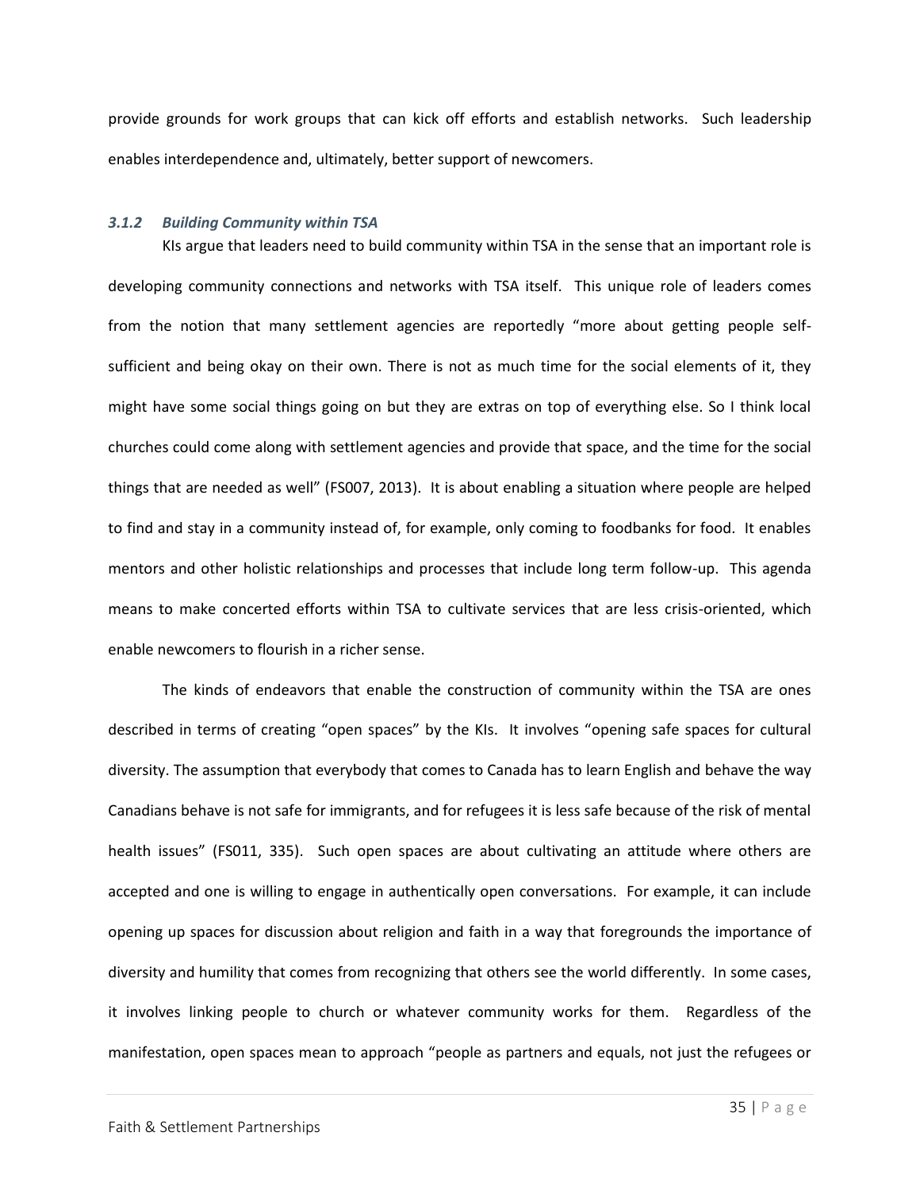provide grounds for work groups that can kick off efforts and establish networks. Such leadership enables interdependence and, ultimately, better support of newcomers.

### *3.1.2 Building Community within TSA*

KIs argue that leaders need to build community within TSA in the sense that an important role is developing community connections and networks with TSA itself. This unique role of leaders comes from the notion that many settlement agencies are reportedly "more about getting people self-sufficient and being okay on their own. There is not as much time for the social elements of it, they might have some social things going on but they are extras on top of everything else. So I think local churches could come along with settlement agencies and provide that space, and the time for the social things that are needed as well" (FS007, 2013). It is about enabling a situation where people are helped to find and stay in a community instead of, for example, only coming to foodbanks for food. It enables mentors and other holistic relationships and processes that include long term follow-up. This agenda means to make concerted efforts within TSA to cultivate services that are less crisis-oriented, which enable newcomers to flourish in a richer sense.

The kinds of endeavors that enable the construction of community within the TSA are ones described in terms of creating "open spaces" by the KIs. It involves "opening safe spaces for cultural diversity. The assumption that everybody that comes to Canada has to learn English and behave the way Canadians behave is not safe for immigrants, and for refugees it is less safe because of the risk of mental health issues" (FS011, 335). Such open spaces are about cultivating an attitude where others are accepted and one is willing to engage in authentically open conversations. For example, it can include opening up spaces for discussion about religion and faith in a way that foregrounds the importance of diversity and humility that comes from recognizing that others see the world differently. In some cases, it involves linking people to church or whatever community works for them. Regardless of the manifestation, open spaces mean to approach "people as partners and equals, not just the refugees or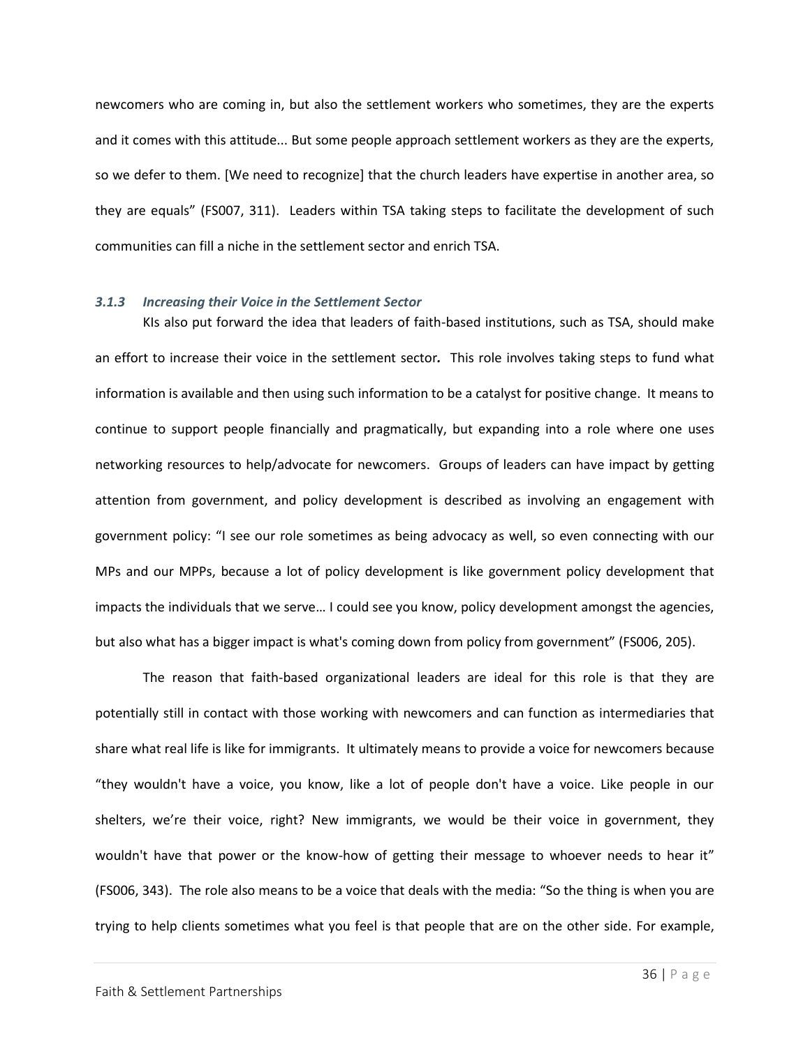newcomers who are coming in, but also the settlement workers who sometimes, they are the experts and it comes with this attitude... But some people approach settlement workers as they are the experts, so we defer to them. [We need to recognize] that the church leaders have expertise in another area, so they are equals" (FS007, 311). Leaders within TSA taking steps to facilitate the development of such communities can fill a niche in the settlement sector and enrich TSA.

### *3.1.3 Increasing their Voice in the Settlement Sector*

KIs also put forward the idea that leaders of faith-based institutions, such as TSA, should make an effort to increase their voice in the settlement sector***.*** This role involves taking steps to fund what information is available and then using such information to be a catalyst for positive change. It means to continue to support people financially and pragmatically, but expanding into a role where one uses networking resources to help/advocate for newcomers. Groups of leaders can have impact by getting attention from government, and policy development is described as involving an engagement with government policy: "I see our role sometimes as being advocacy as well, so even connecting with our MPs and our MPPs, because a lot of policy development is like government policy development that impacts the individuals that we serve… I could see you know, policy development amongst the agencies, but also what has a bigger impact is what's coming down from policy from government" (FS006, 205).

The reason that faith-based organizational leaders are ideal for this role is that they are potentially still in contact with those working with newcomers and can function as intermediaries that share what real life is like for immigrants. It ultimately means to provide a voice for newcomers because "they wouldn't have a voice, you know, like a lot of people don't have a voice. Like people in our shelters, we're their voice, right? New immigrants, we would be their voice in government, they wouldn't have that power or the know-how of getting their message to whoever needs to hear it" (FS006, 343). The role also means to be a voice that deals with the media: "So the thing is when you are trying to help clients sometimes what you feel is that people that are on the other side. For example,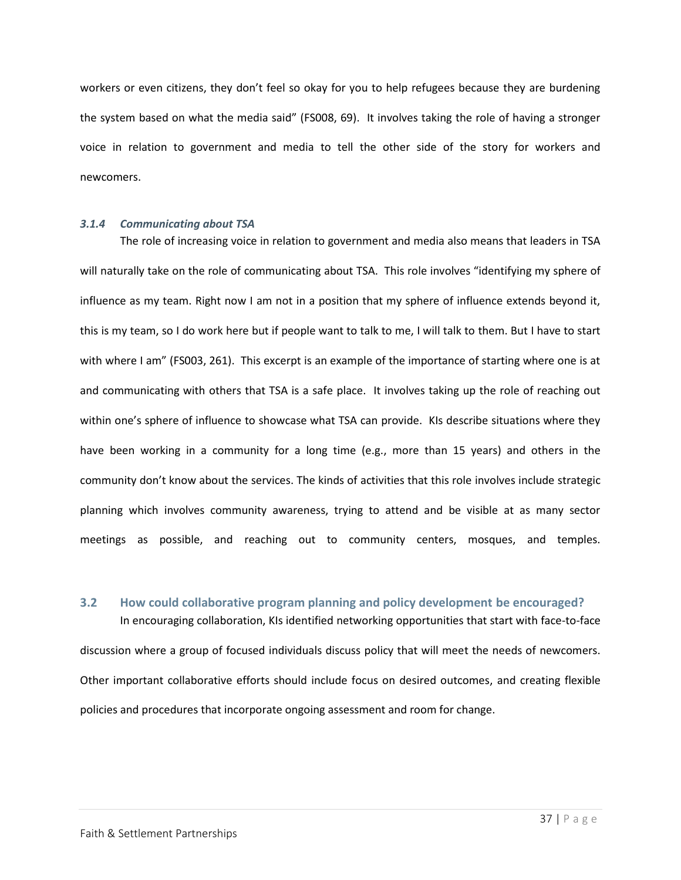workers or even citizens, they don't feel so okay for you to help refugees because they are burdening the system based on what the media said" (FS008, 69). It involves taking the role of having a stronger voice in relation to government and media to tell the other side of the story for workers and newcomers.

#### *3.1.4 Communicating about TSA*

The role of increasing voice in relation to government and media also means that leaders in TSA will naturally take on the role of communicating about TSA. This role involves "identifying my sphere of influence as my team. Right now I am not in a position that my sphere of influence extends beyond it, this is my team, so I do work here but if people want to talk to me, I will talk to them. But I have to start with where I am" (FS003, 261). This excerpt is an example of the importance of starting where one is at and communicating with others that TSA is a safe place. It involves taking up the role of reaching out within one's sphere of influence to showcase what TSA can provide. KIs describe situations where they have been working in a community for a long time (e.g., more than 15 years) and others in the community don't know about the services. The kinds of activities that this role involves include strategic planning which involves community awareness, trying to attend and be visible at as many sector meetings as possible, and reaching out to community centers, mosques, and temples.

## 3.2 How could collaborative program planning and policy development be encouraged?

In encouraging collaboration, KIs identified networking opportunities that start with face-to-face discussion where a group of focused individuals discuss policy that will meet the needs of newcomers. Other important collaborative efforts should include focus on desired outcomes, and creating flexible policies and procedures that incorporate ongoing assessment and room for change.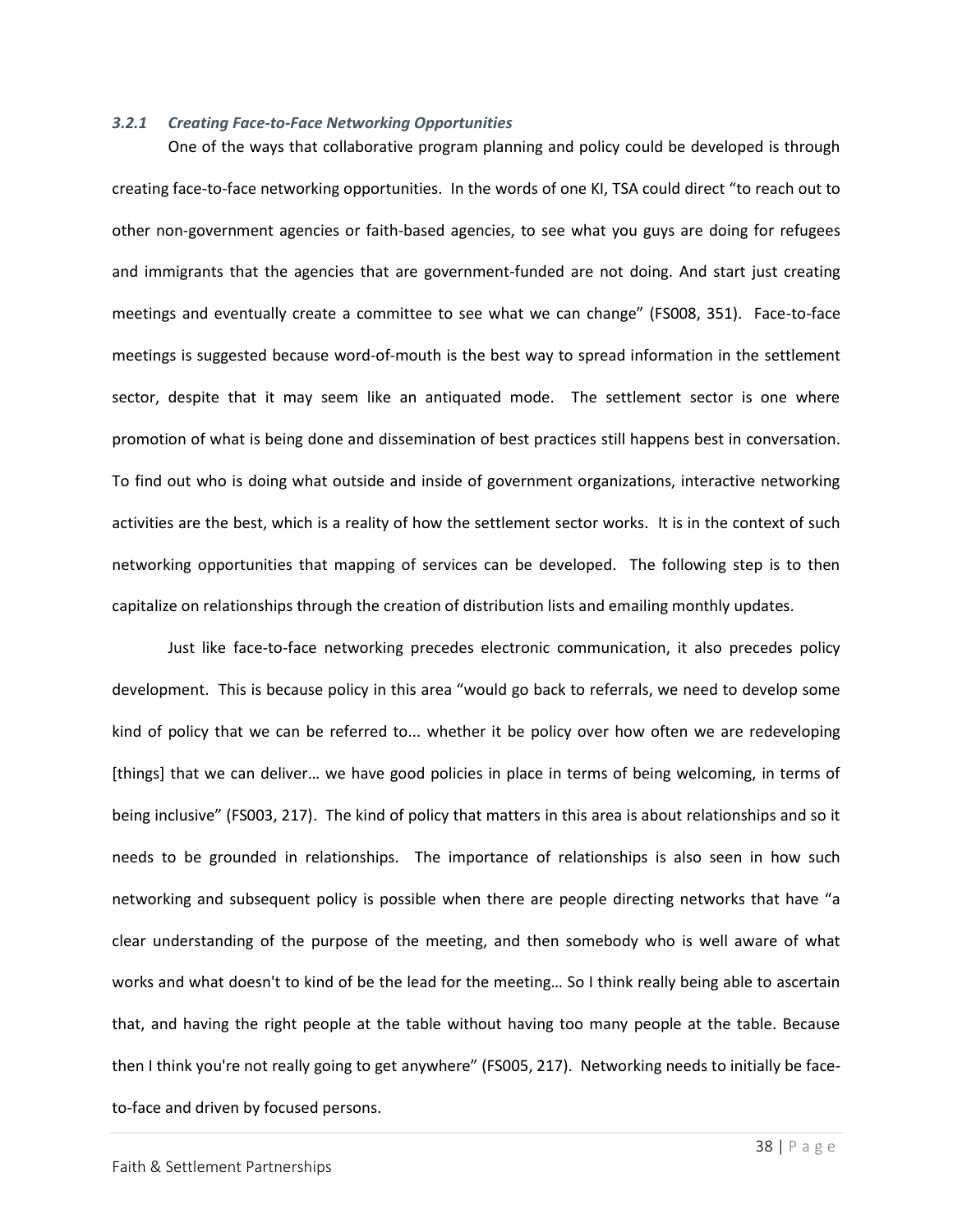### *3.2.1 Creating Face-to-Face Networking Opportunities*

One of the ways that collaborative program planning and policy could be developed is through creating face-to-face networking opportunities. In the words of one KI, TSA could direct "to reach out to other non-government agencies or faith-based agencies, to see what you guys are doing for refugees and immigrants that the agencies that are government-funded are not doing. And start just creating meetings and eventually create a committee to see what we can change" (FS008, 351). Face-to-face meetings is suggested because word-of-mouth is the best way to spread information in the settlement sector, despite that it may seem like an antiquated mode. The settlement sector is one where promotion of what is being done and dissemination of best practices still happens best in conversation. To find out who is doing what outside and inside of government organizations, interactive networking activities are the best, which is a reality of how the settlement sector works. It is in the context of such networking opportunities that mapping of services can be developed. The following step is to then capitalize on relationships through the creation of distribution lists and emailing monthly updates.

Just like face-to-face networking precedes electronic communication, it also precedes policy development. This is because policy in this area "would go back to referrals, we need to develop some kind of policy that we can be referred to... whether it be policy over how often we are redeveloping [things] that we can deliver… we have good policies in place in terms of being welcoming, in terms of being inclusive" (FS003, 217). The kind of policy that matters in this area is about relationships and so it needs to be grounded in relationships. The importance of relationships is also seen in how such networking and subsequent policy is possible when there are people directing networks that have "a clear understanding of the purpose of the meeting, and then somebody who is well aware of what works and what doesn't to kind of be the lead for the meeting… So I think really being able to ascertain that, and having the right people at the table without having too many people at the table. Because then I think you're not really going to get anywhere" (FS005, 217). Networking needs to initially be face-to-face and driven by focused persons.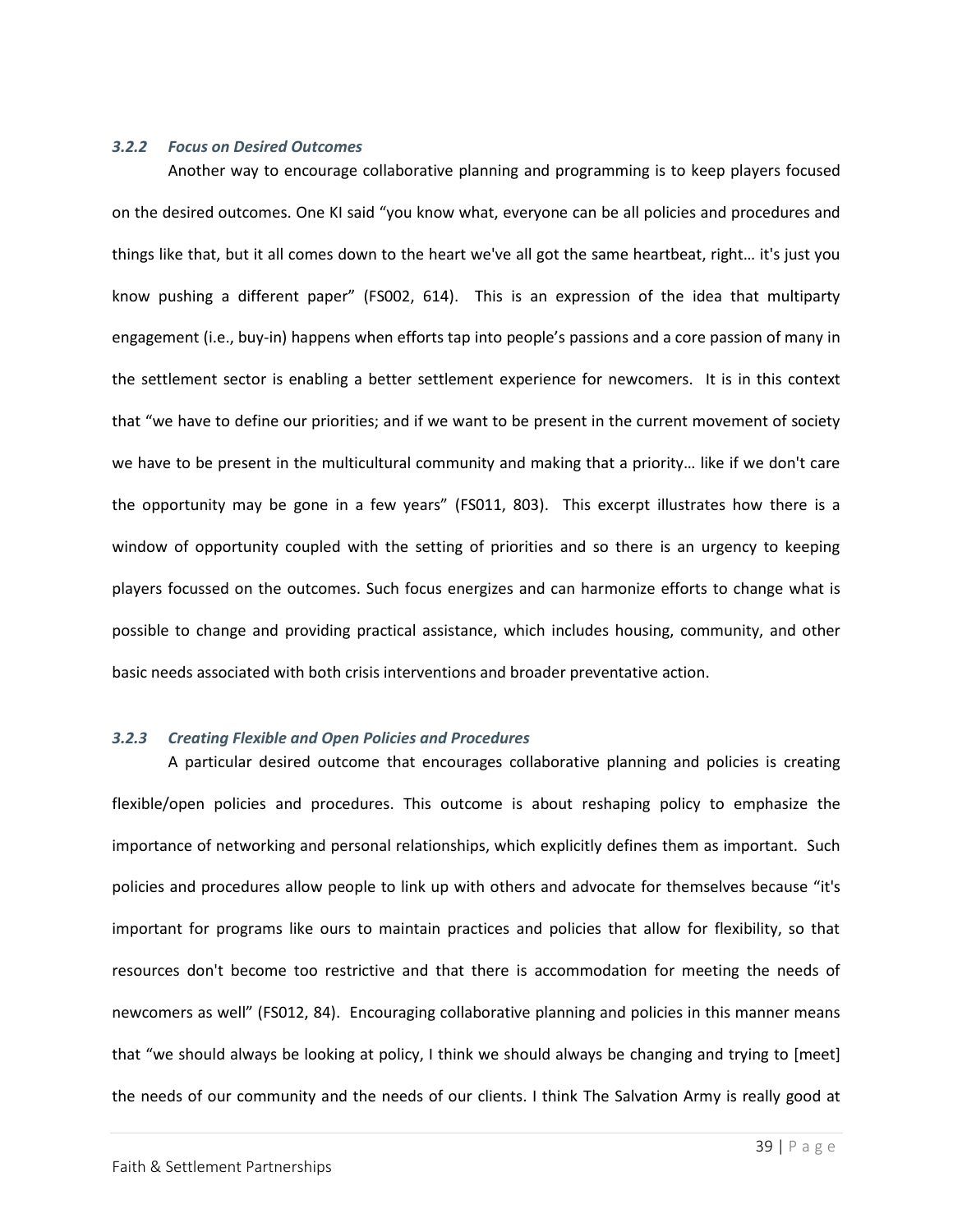### *3.2.2 Focus on Desired Outcomes*

Another way to encourage collaborative planning and programming is to keep players focused on the desired outcomes. One KI said "you know what, everyone can be all policies and procedures and things like that, but it all comes down to the heart we've all got the same heartbeat, right… it's just you know pushing a different paper" (FS002, 614). This is an expression of the idea that multiparty engagement (i.e., buy-in) happens when efforts tap into people's passions and a core passion of many in the settlement sector is enabling a better settlement experience for newcomers. It is in this context that "we have to define our priorities; and if we want to be present in the current movement of society we have to be present in the multicultural community and making that a priority… like if we don't care the opportunity may be gone in a few years" (FS011, 803). This excerpt illustrates how there is a window of opportunity coupled with the setting of priorities and so there is an urgency to keeping players focussed on the outcomes. Such focus energizes and can harmonize efforts to change what is possible to change and providing practical assistance, which includes housing, community, and other basic needs associated with both crisis interventions and broader preventative action.

### *3.2.3 Creating Flexible and Open Policies and Procedures*

A particular desired outcome that encourages collaborative planning and policies is creating flexible/open policies and procedures. This outcome is about reshaping policy to emphasize the importance of networking and personal relationships, which explicitly defines them as important. Such policies and procedures allow people to link up with others and advocate for themselves because "it's important for programs like ours to maintain practices and policies that allow for flexibility, so that resources don't become too restrictive and that there is accommodation for meeting the needs of newcomers as well" (FS012, 84). Encouraging collaborative planning and policies in this manner means that "we should always be looking at policy, I think we should always be changing and trying to [meet] the needs of our community and the needs of our clients. I think The Salvation Army is really good at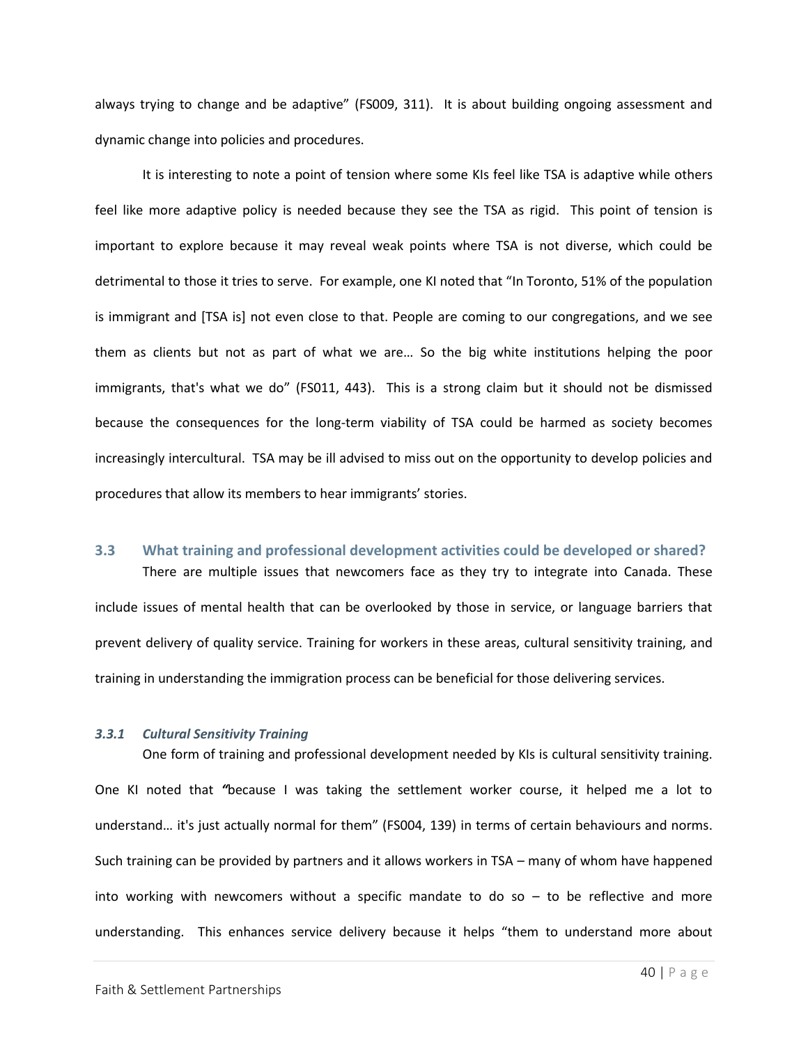always trying to change and be adaptive" (FS009, 311). It is about building ongoing assessment and dynamic change into policies and procedures.

It is interesting to note a point of tension where some KIs feel like TSA is adaptive while others feel like more adaptive policy is needed because they see the TSA as rigid. This point of tension is important to explore because it may reveal weak points where TSA is not diverse, which could be detrimental to those it tries to serve. For example, one KI noted that "In Toronto, 51% of the population is immigrant and [TSA is] not even close to that. People are coming to our congregations, and we see them as clients but not as part of what we are… So the big white institutions helping the poor immigrants, that's what we do" (FS011, 443). This is a strong claim but it should not be dismissed because the consequences for the long-term viability of TSA could be harmed as society becomes increasingly intercultural. TSA may be ill advised to miss out on the opportunity to develop policies and procedures that allow its members to hear immigrants' stories.

## 3.3 What training and professional development activities could be developed or shared?

There are multiple issues that newcomers face as they try to integrate into Canada. These include issues of mental health that can be overlooked by those in service, or language barriers that prevent delivery of quality service. Training for workers in these areas, cultural sensitivity training, and training in understanding the immigration process can be beneficial for those delivering services.

### *3.3.1 Cultural Sensitivity Training*

One form of training and professional development needed by KIs is cultural sensitivity training. One KI noted that *"*because I was taking the settlement worker course, it helped me a lot to understand… it's just actually normal for them" (FS004, 139) in terms of certain behaviours and norms. Such training can be provided by partners and it allows workers in TSA – many of whom have happened into working with newcomers without a specific mandate to do so – to be reflective and more understanding. This enhances service delivery because it helps "them to understand more about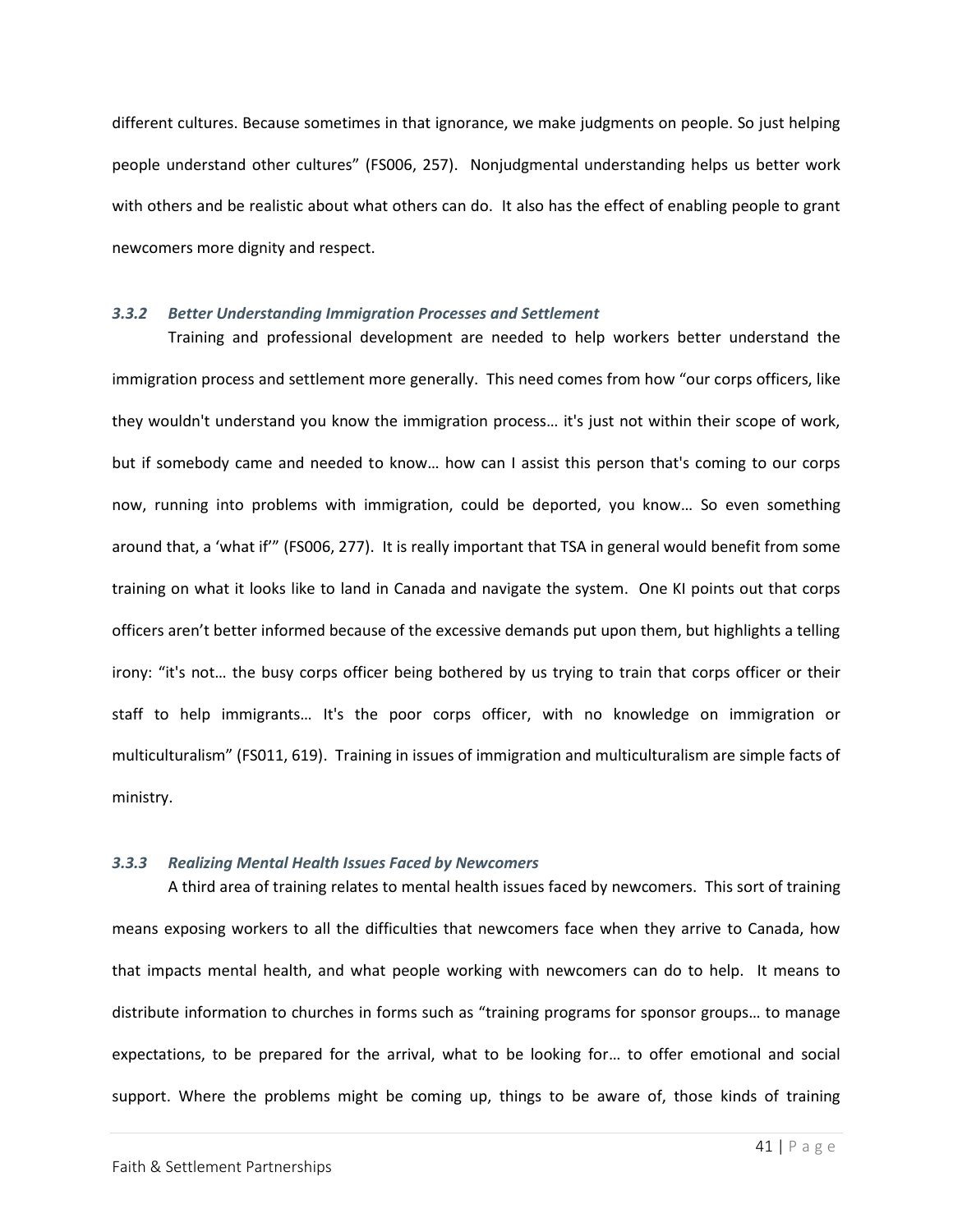different cultures. Because sometimes in that ignorance, we make judgments on people. So just helping people understand other cultures" (FS006, 257). Nonjudgmental understanding helps us better work with others and be realistic about what others can do. It also has the effect of enabling people to grant newcomers more dignity and respect.

### *3.3.2 Better Understanding Immigration Processes and Settlement*

Training and professional development are needed to help workers better understand the immigration process and settlement more generally. This need comes from how "our corps officers, like they wouldn't understand you know the immigration process… it's just not within their scope of work, but if somebody came and needed to know… how can I assist this person that's coming to our corps now, running into problems with immigration, could be deported, you know… So even something around that, a 'what if'" (FS006, 277). It is really important that TSA in general would benefit from some training on what it looks like to land in Canada and navigate the system. One KI points out that corps officers aren't better informed because of the excessive demands put upon them, but highlights a telling irony: "it's not… the busy corps officer being bothered by us trying to train that corps officer or their staff to help immigrants… It's the poor corps officer, with no knowledge on immigration or multiculturalism" (FS011, 619). Training in issues of immigration and multiculturalism are simple facts of ministry.

### *3.3.3 Realizing Mental Health Issues Faced by Newcomers*

A third area of training relates to mental health issues faced by newcomers. This sort of training means exposing workers to all the difficulties that newcomers face when they arrive to Canada, how that impacts mental health, and what people working with newcomers can do to help. It means to distribute information to churches in forms such as "training programs for sponsor groups… to manage expectations, to be prepared for the arrival, what to be looking for… to offer emotional and social support. Where the problems might be coming up, things to be aware of, those kinds of training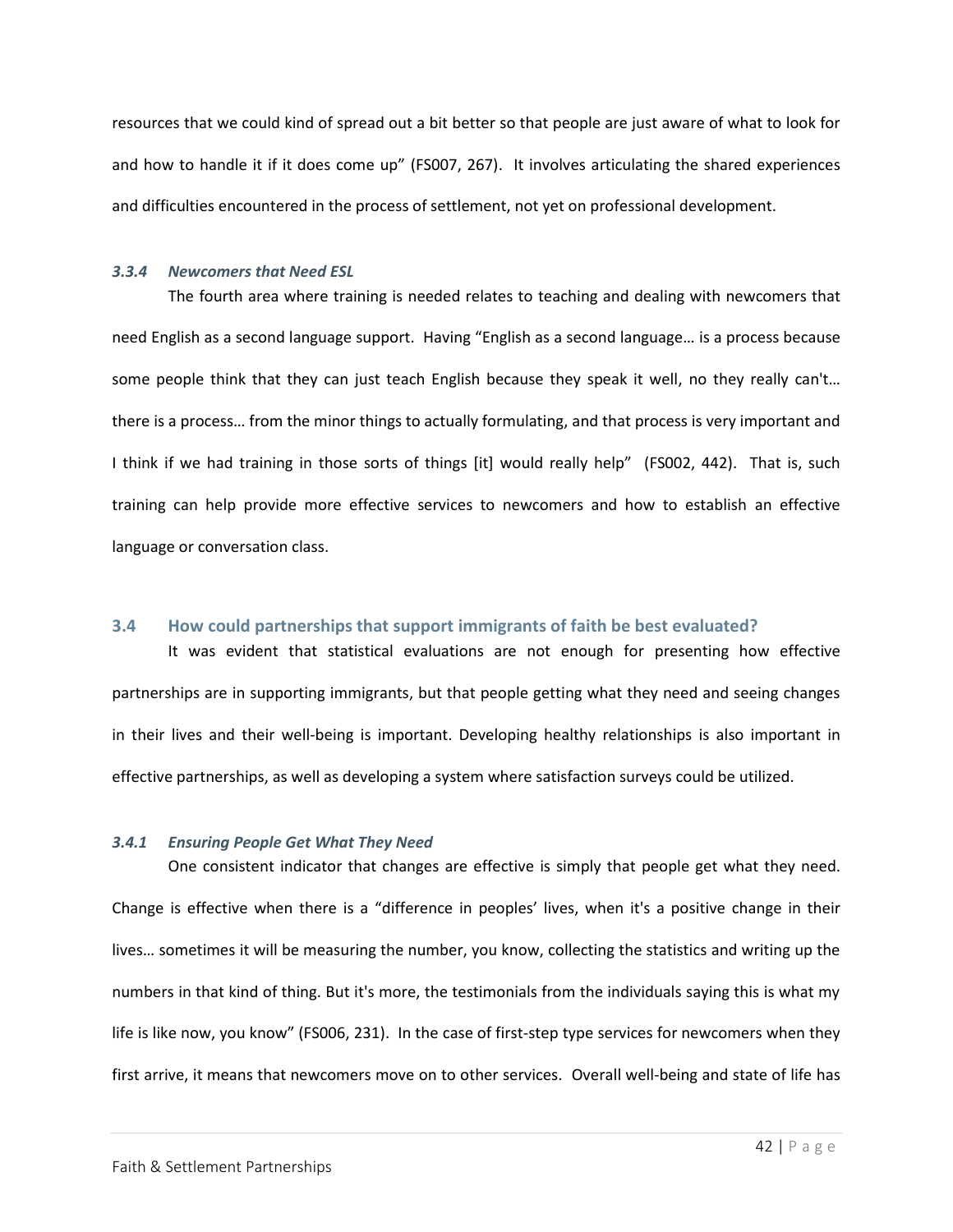resources that we could kind of spread out a bit better so that people are just aware of what to look for and how to handle it if it does come up" (FS007, 267). It involves articulating the shared experiences and difficulties encountered in the process of settlement, not yet on professional development.

### *3.3.4 Newcomers that Need ESL*

The fourth area where training is needed relates to teaching and dealing with newcomers that need English as a second language support. Having "English as a second language… is a process because some people think that they can just teach English because they speak it well, no they really can't… there is a process… from the minor things to actually formulating, and that process is very important and I think if we had training in those sorts of things [it] would really help" (FS002, 442). That is, such training can help provide more effective services to newcomers and how to establish an effective language or conversation class.

## 3.4 How could partnerships that support immigrants of faith be best evaluated?

It was evident that statistical evaluations are not enough for presenting how effective partnerships are in supporting immigrants, but that people getting what they need and seeing changes in their lives and their well-being is important. Developing healthy relationships is also important in effective partnerships, as well as developing a system where satisfaction surveys could be utilized.

### *3.4.1 Ensuring People Get What They Need*

One consistent indicator that changes are effective is simply that people get what they need. Change is effective when there is a "difference in peoples' lives, when it's a positive change in their lives… sometimes it will be measuring the number, you know, collecting the statistics and writing up the numbers in that kind of thing. But it's more, the testimonials from the individuals saying this is what my life is like now, you know" (FS006, 231). In the case of first-step type services for newcomers when they first arrive, it means that newcomers move on to other services. Overall well-being and state of life has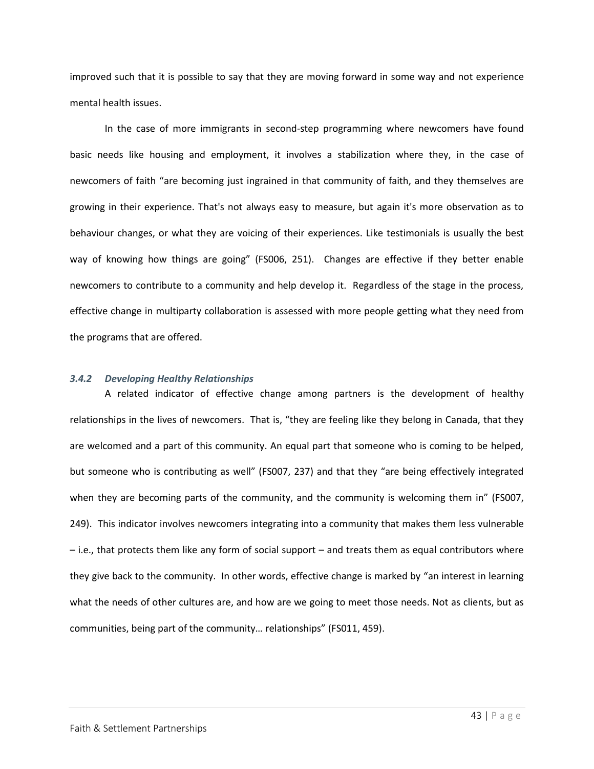improved such that it is possible to say that they are moving forward in some way and not experience mental health issues.

In the case of more immigrants in second-step programming where newcomers have found basic needs like housing and employment, it involves a stabilization where they, in the case of newcomers of faith "are becoming just ingrained in that community of faith, and they themselves are growing in their experience. That's not always easy to measure, but again it's more observation as to behaviour changes, or what they are voicing of their experiences. Like testimonials is usually the best way of knowing how things are going" (FS006, 251). Changes are effective if they better enable newcomers to contribute to a community and help develop it. Regardless of the stage in the process, effective change in multiparty collaboration is assessed with more people getting what they need from the programs that are offered.

### *3.4.2 Developing Healthy Relationships*

A related indicator of effective change among partners is the development of healthy relationships in the lives of newcomers. That is, "they are feeling like they belong in Canada, that they are welcomed and a part of this community. An equal part that someone who is coming to be helped, but someone who is contributing as well" (FS007, 237) and that they "are being effectively integrated when they are becoming parts of the community, and the community is welcoming them in" (FS007, 249). This indicator involves newcomers integrating into a community that makes them less vulnerable – i.e., that protects them like any form of social support – and treats them as equal contributors where they give back to the community. In other words, effective change is marked by "an interest in learning what the needs of other cultures are, and how are we going to meet those needs. Not as clients, but as communities, being part of the community… relationships" (FS011, 459).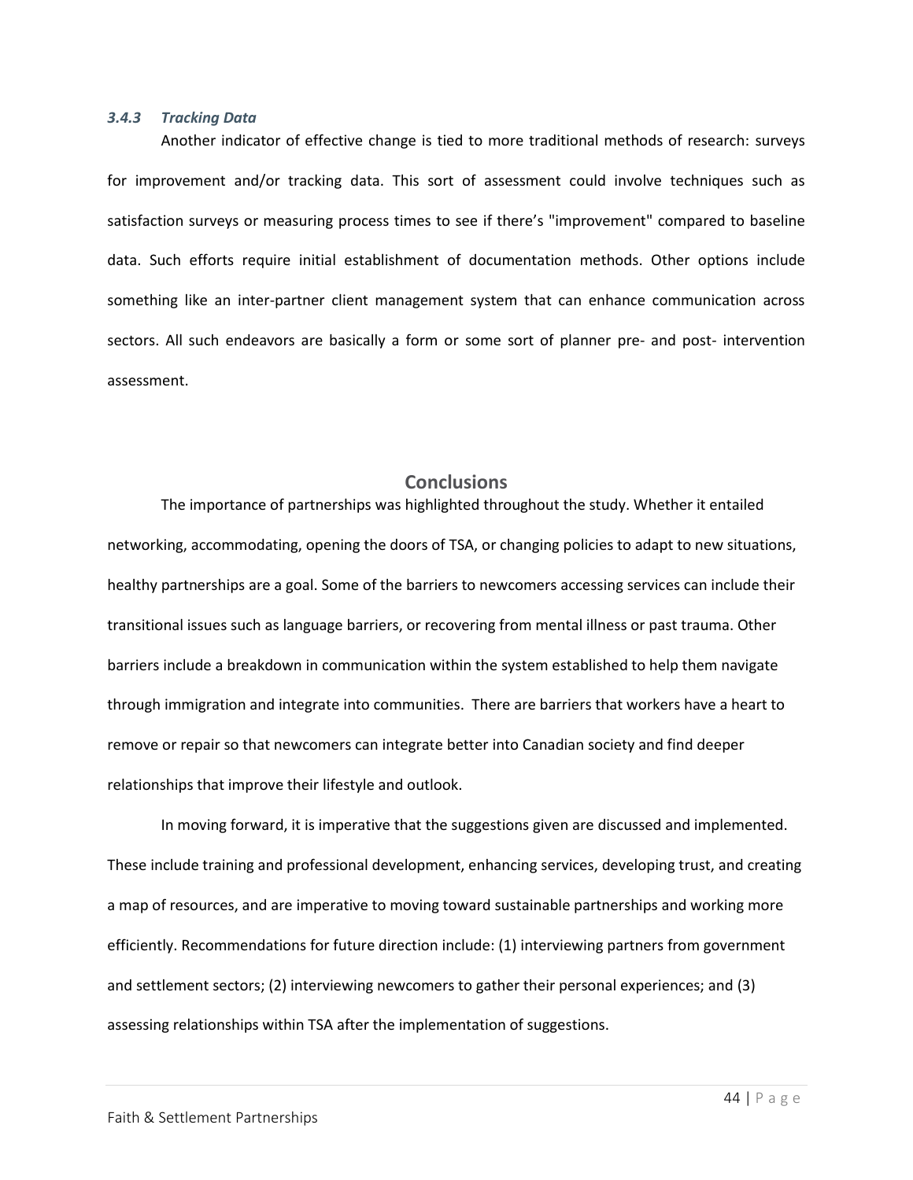### *3.4.3 Tracking Data*

Another indicator of effective change is tied to more traditional methods of research: surveys for improvement and/or tracking data. This sort of assessment could involve techniques such as satisfaction surveys or measuring process times to see if there's "improvement" compared to baseline data. Such efforts require initial establishment of documentation methods. Other options include something like an inter-partner client management system that can enhance communication across sectors. All such endeavors are basically a form or some sort of planner pre- and post- intervention assessment.

## Conclusions

The importance of partnerships was highlighted throughout the study. Whether it entailed networking, accommodating, opening the doors of TSA, or changing policies to adapt to new situations, healthy partnerships are a goal. Some of the barriers to newcomers accessing services can include their transitional issues such as language barriers, or recovering from mental illness or past trauma. Other barriers include a breakdown in communication within the system established to help them navigate through immigration and integrate into communities. There are barriers that workers have a heart to remove or repair so that newcomers can integrate better into Canadian society and find deeper relationships that improve their lifestyle and outlook.

In moving forward, it is imperative that the suggestions given are discussed and implemented. These include training and professional development, enhancing services, developing trust, and creating a map of resources, and are imperative to moving toward sustainable partnerships and working more efficiently. Recommendations for future direction include: (1) interviewing partners from government and settlement sectors; (2) interviewing newcomers to gather their personal experiences; and (3) assessing relationships within TSA after the implementation of suggestions.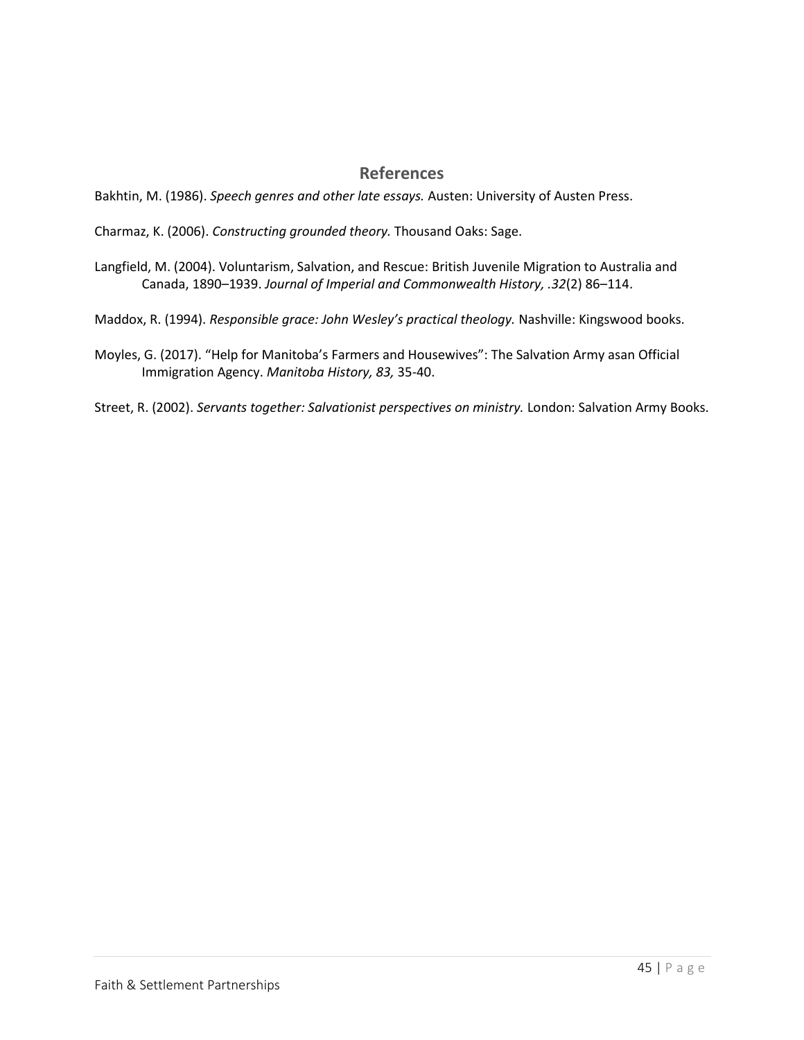## References

Bakhtin, M. (1986). *Speech genres and other late essays.* Austen: University of Austen Press.

Charmaz, K. (2006). *Constructing grounded theory.* Thousand Oaks: Sage.

Langfield, M. (2004). Voluntarism, Salvation, and Rescue: British Juvenile Migration to Australia and Canada, 1890–1939. *Journal of Imperial and Commonwealth History, .32*(2) 86–114.

Maddox, R. (1994). *Responsible grace: John Wesley's practical theology.* Nashville: Kingswood books.

Moyles, G. (2017). "Help for Manitoba's Farmers and Housewives": The Salvation Army asan Official Immigration Agency. *Manitoba History, 83,* 35-40.

Street, R. (2002). *Servants together: Salvationist perspectives on ministry.* London: Salvation Army Books.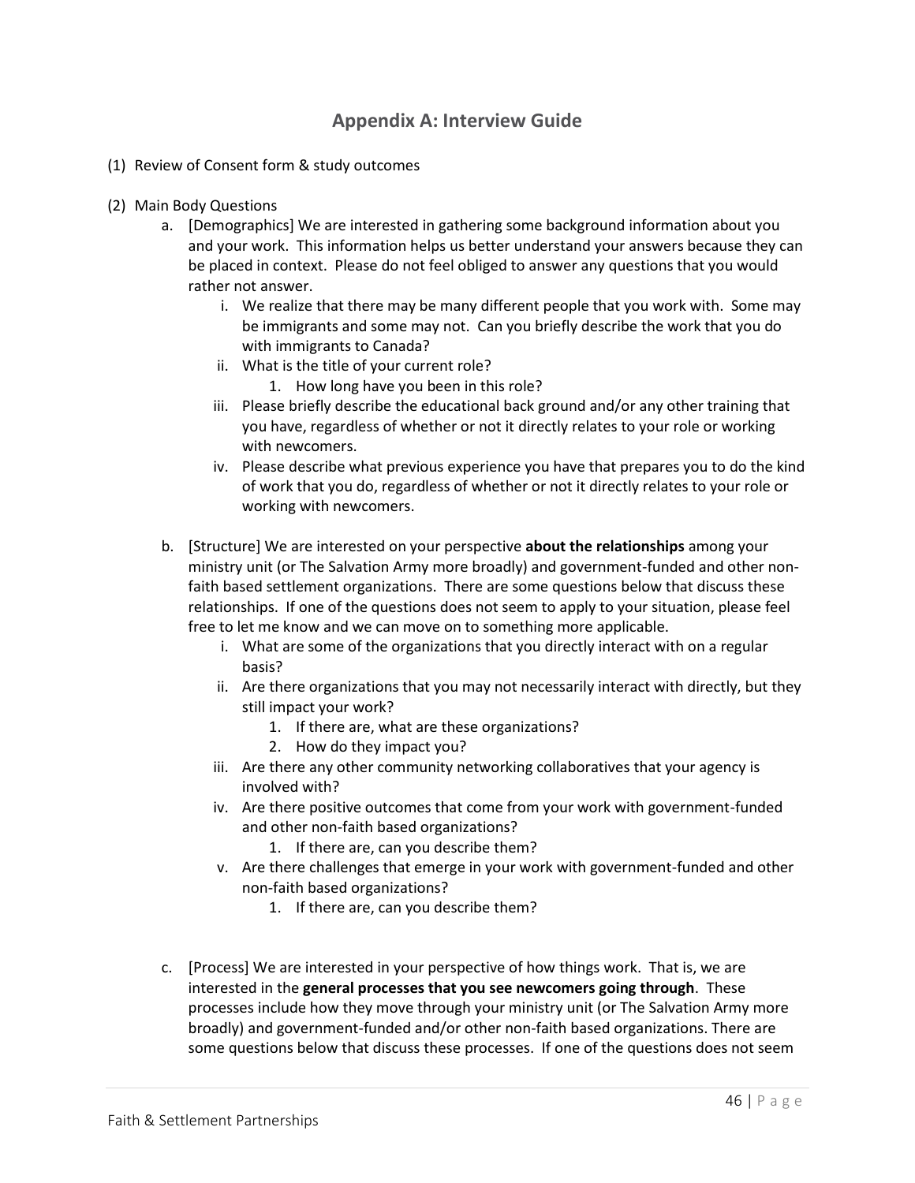## Appendix A: Interview Guide

(1) Review of Consent form & study outcomes

(2) Main Body Questions

   a. [Demographics] We are interested in gathering some background information about you and your work. This information helps us better understand your answers because they can be placed in context. Please do not feel obliged to answer any questions that you would rather not answer.

      i. We realize that there may be many different people that you work with. Some may be immigrants and some may not. Can you briefly describe the work that you do with immigrants to Canada?

      ii. What is the title of your current role?

         1. How long have you been in this role?

      iii. Please briefly describe the educational back ground and/or any other training that you have, regardless of whether or not it directly relates to your role or working with newcomers.

      iv. Please describe what previous experience you have that prepares you to do the kind of work that you do, regardless of whether or not it directly relates to your role or working with newcomers.

   b. [Structure] We are interested on your perspective **about the relationships** among your ministry unit (or The Salvation Army more broadly) and government-funded and other non-faith based settlement organizations. There are some questions below that discuss these relationships. If one of the questions does not seem to apply to your situation, please feel free to let me know and we can move on to something more applicable.

      i. What are some of the organizations that you directly interact with on a regular basis?

      ii. Are there organizations that you may not necessarily interact with directly, but they still impact your work?

         1. If there are, what are these organizations?
         2. How do they impact you?

      iii. Are there any other community networking collaboratives that your agency is involved with?

      iv. Are there positive outcomes that come from your work with government-funded and other non-faith based organizations?

         1. If there are, can you describe them?

      v. Are there challenges that emerge in your work with government-funded and other non-faith based organizations?

         1. If there are, can you describe them?

   c. [Process] We are interested in your perspective of how things work. That is, we are interested in the **general processes that you see newcomers going through**. These processes include how they move through your ministry unit (or The Salvation Army more broadly) and government-funded and/or other non-faith based organizations. There are some questions below that discuss these processes. If one of the questions does not seem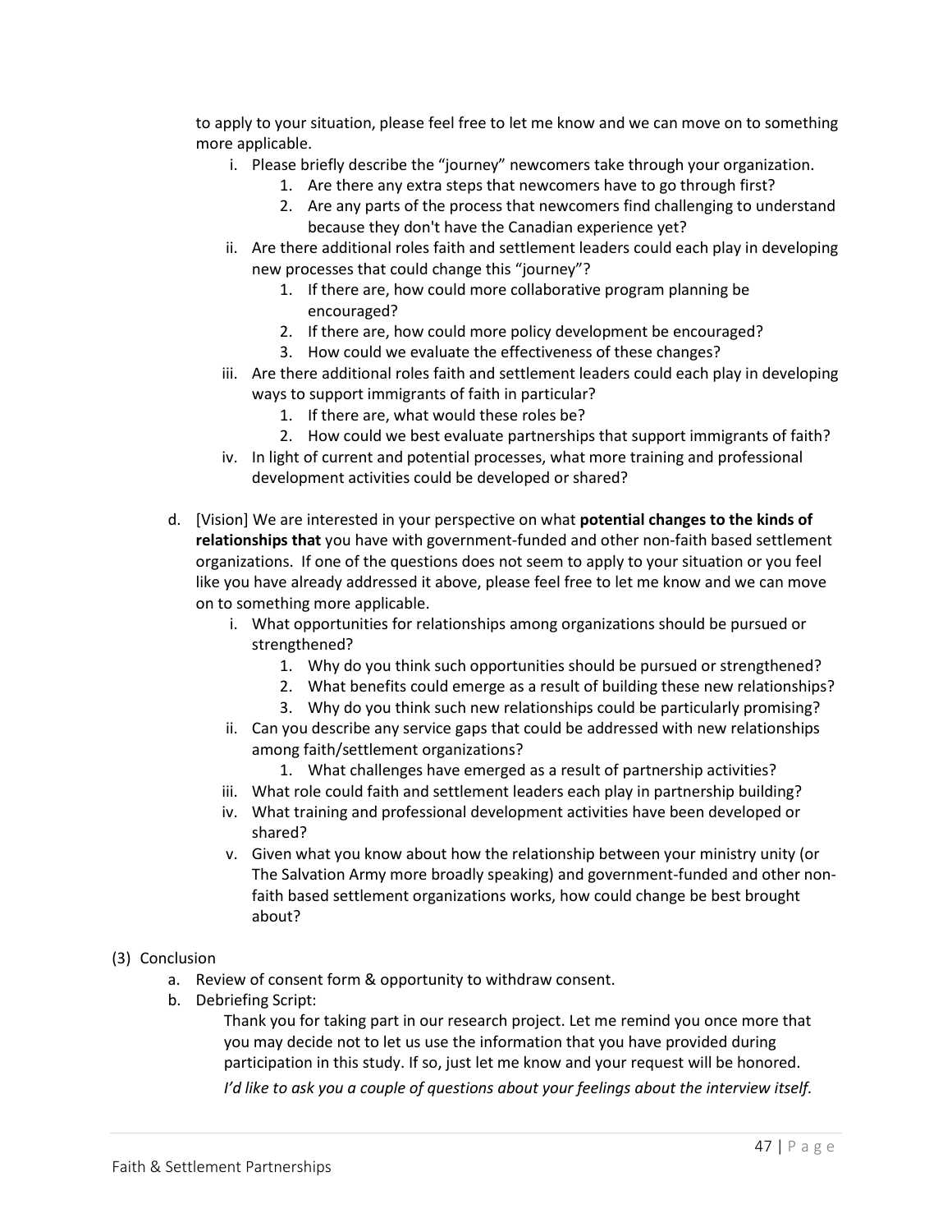to apply to your situation, please feel free to let me know and we can move on to something more applicable.

i. Please briefly describe the "journey" newcomers take through your organization.
    1. Are there any extra steps that newcomers have to go through first?
    2. Are any parts of the process that newcomers find challenging to understand because they don't have the Canadian experience yet?
ii. Are there additional roles faith and settlement leaders could each play in developing new processes that could change this "journey"?
    1. If there are, how could more collaborative program planning be encouraged?
    2. If there are, how could more policy development be encouraged?
    3. How could we evaluate the effectiveness of these changes?
iii. Are there additional roles faith and settlement leaders could each play in developing ways to support immigrants of faith in particular?
    1. If there are, what would these roles be?
    2. How could we best evaluate partnerships that support immigrants of faith?
iv. In light of current and potential processes, what more training and professional development activities could be developed or shared?

d. [Vision] We are interested in your perspective on what **potential changes to the kinds of relationships that** you have with government-funded and other non-faith based settlement organizations. If one of the questions does not seem to apply to your situation or you feel like you have already addressed it above, please feel free to let me know and we can move on to something more applicable.

i. What opportunities for relationships among organizations should be pursued or strengthened?
    1. Why do you think such opportunities should be pursued or strengthened?
    2. What benefits could emerge as a result of building these new relationships?
    3. Why do you think such new relationships could be particularly promising?
ii. Can you describe any service gaps that could be addressed with new relationships among faith/settlement organizations?
    1. What challenges have emerged as a result of partnership activities?
iii. What role could faith and settlement leaders each play in partnership building?
iv. What training and professional development activities have been developed or shared?
v. Given what you know about how the relationship between your ministry unity (or The Salvation Army more broadly speaking) and government-funded and other non-faith based settlement organizations works, how could change be best brought about?

(3) Conclusion

a. Review of consent form & opportunity to withdraw consent.

b. Debriefing Script:

Thank you for taking part in our research project. Let me remind you once more that you may decide not to let us use the information that you have provided during participation in this study. If so, just let me know and your request will be honored.

*I'd like to ask you a couple of questions about your feelings about the interview itself.*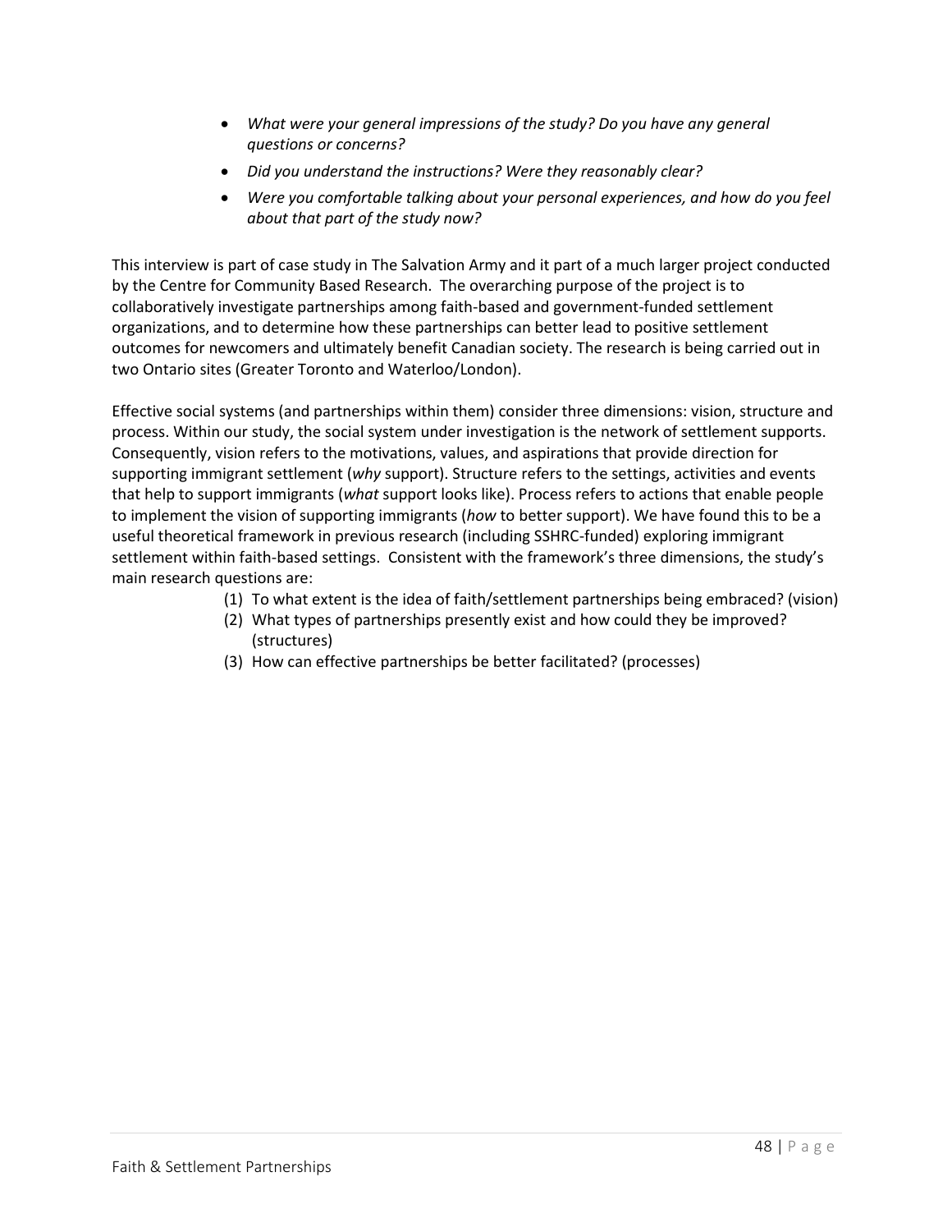- *What were your general impressions of the study? Do you have any general questions or concerns?*
- *Did you understand the instructions? Were they reasonably clear?*
- *Were you comfortable talking about your personal experiences, and how do you feel about that part of the study now?*

This interview is part of case study in The Salvation Army and it part of a much larger project conducted by the Centre for Community Based Research. The overarching purpose of the project is to collaboratively investigate partnerships among faith-based and government-funded settlement organizations, and to determine how these partnerships can better lead to positive settlement outcomes for newcomers and ultimately benefit Canadian society. The research is being carried out in two Ontario sites (Greater Toronto and Waterloo/London).

Effective social systems (and partnerships within them) consider three dimensions: vision, structure and process. Within our study, the social system under investigation is the network of settlement supports. Consequently, vision refers to the motivations, values, and aspirations that provide direction for supporting immigrant settlement (*why* support). Structure refers to the settings, activities and events that help to support immigrants (*what* support looks like). Process refers to actions that enable people to implement the vision of supporting immigrants (*how* to better support). We have found this to be a useful theoretical framework in previous research (including SSHRC-funded) exploring immigrant settlement within faith-based settings. Consistent with the framework's three dimensions, the study's main research questions are:

(1) To what extent is the idea of faith/settlement partnerships being embraced? (vision)
(2) What types of partnerships presently exist and how could they be improved? (structures)
(3) How can effective partnerships be better facilitated? (processes)